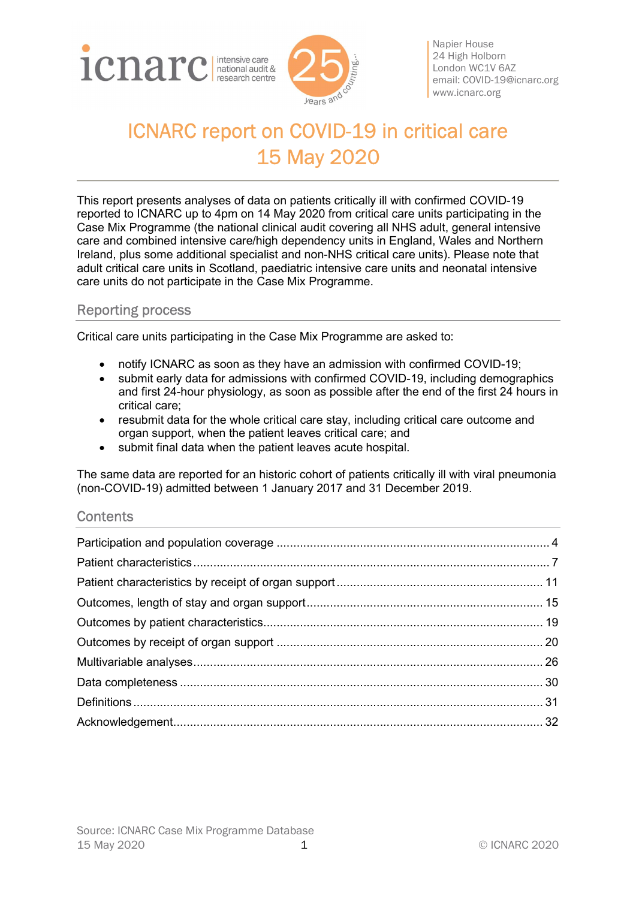Napier House
24 High Holborn
London WC1V 6AZ
email: COVID-19@icnarc.org
www.icnarc.org

# ICNARC report on COVID-19 in critical care
# 15 May 2020

This report presents analyses of data on patients critically ill with confirmed COVID-19 reported to ICNARC up to 4pm on 14 May 2020 from critical care units participating in the Case Mix Programme (the national clinical audit covering all NHS adult, general intensive care and combined intensive care/high dependency units in England, Wales and Northern Ireland, plus some additional specialist and non-NHS critical care units). Please note that adult critical care units in Scotland, paediatric intensive care units and neonatal intensive care units do not participate in the Case Mix Programme.

## Reporting process

Critical care units participating in the Case Mix Programme are asked to:

- notify ICNARC as soon as they have an admission with confirmed COVID-19;
- submit early data for admissions with confirmed COVID-19, including demographics and first 24-hour physiology, as soon as possible after the end of the first 24 hours in critical care;
- resubmit data for the whole critical care stay, including critical care outcome and organ support, when the patient leaves critical care; and
- submit final data when the patient leaves acute hospital.

The same data are reported for an historic cohort of patients critically ill with viral pneumonia (non-COVID-19) admitted between 1 January 2017 and 31 December 2019.

## Contents

Participation and population coverage ... 4
Patient characteristics ... 7
Patient characteristics by receipt of organ support ... 11
Outcomes, length of stay and organ support ... 15
Outcomes by patient characteristics ... 19
Outcomes by receipt of organ support ... 20
Multivariable analyses ... 26
Data completeness ... 30
Definitions ... 31
Acknowledgement ... 32

Source: ICNARC Case Mix Programme Database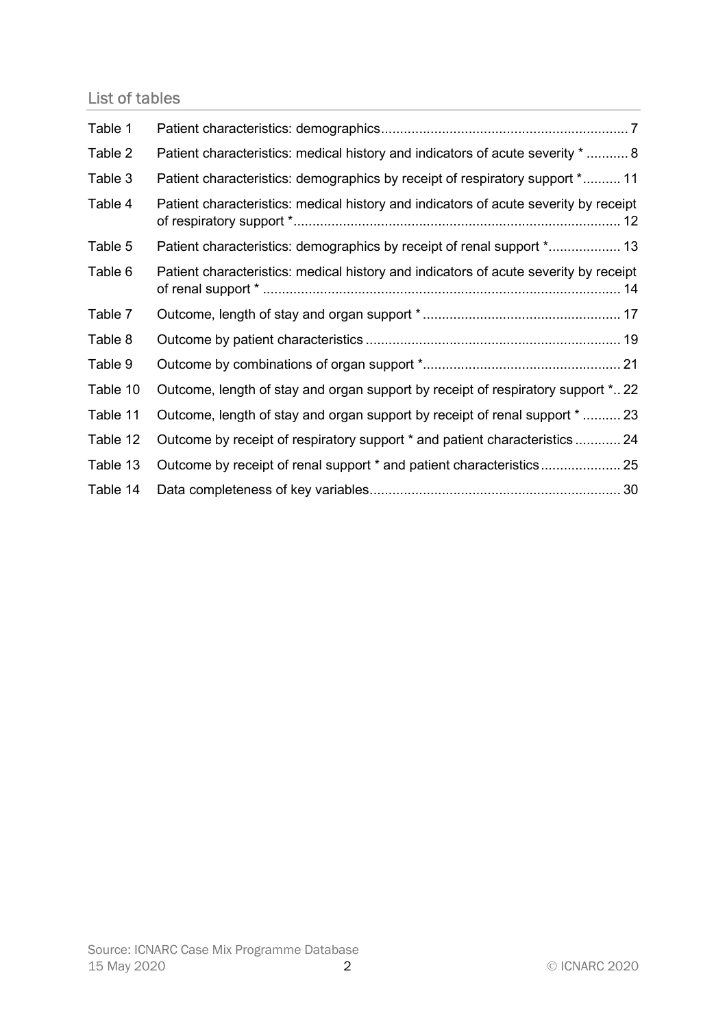## List of tables

| | | |
|---|---|---|
| Table 1 | Patient characteristics: demographics | 7 |
| Table 2 | Patient characteristics: medical history and indicators of acute severity * | 8 |
| Table 3 | Patient characteristics: demographics by receipt of respiratory support * | 11 |
| Table 4 | Patient characteristics: medical history and indicators of acute severity by receipt of respiratory support * | 12 |
| Table 5 | Patient characteristics: demographics by receipt of renal support * | 13 |
| Table 6 | Patient characteristics: medical history and indicators of acute severity by receipt of renal support * | 14 |
| Table 7 | Outcome, length of stay and organ support * | 17 |
| Table 8 | Outcome by patient characteristics | 19 |
| Table 9 | Outcome by combinations of organ support * | 21 |
| Table 10 | Outcome, length of stay and organ support by receipt of respiratory support * | 22 |
| Table 11 | Outcome, length of stay and organ support by receipt of renal support * | 23 |
| Table 12 | Outcome by receipt of respiratory support * and patient characteristics | 24 |
| Table 13 | Outcome by receipt of renal support * and patient characteristics | 25 |
| Table 14 | Data completeness of key variables | 30 |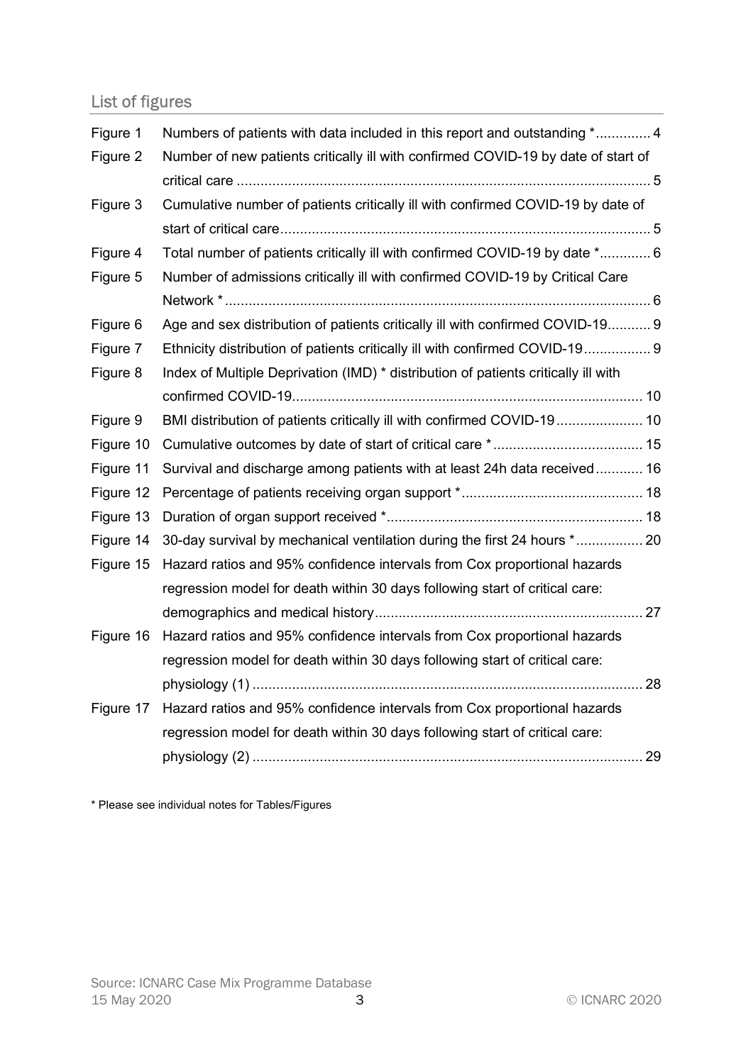## List of figures

| | | |
|---|---|---|
| Figure 1 | Numbers of patients with data included in this report and outstanding * | 4 |
| Figure 2 | Number of new patients critically ill with confirmed COVID-19 by date of start of critical care | 5 |
| Figure 3 | Cumulative number of patients critically ill with confirmed COVID-19 by date of start of critical care | 5 |
| Figure 4 | Total number of patients critically ill with confirmed COVID-19 by date * | 6 |
| Figure 5 | Number of admissions critically ill with confirmed COVID-19 by Critical Care Network * | 6 |
| Figure 6 | Age and sex distribution of patients critically ill with confirmed COVID-19 | 9 |
| Figure 7 | Ethnicity distribution of patients critically ill with confirmed COVID-19 | 9 |
| Figure 8 | Index of Multiple Deprivation (IMD) * distribution of patients critically ill with confirmed COVID-19 | 10 |
| Figure 9 | BMI distribution of patients critically ill with confirmed COVID-19 | 10 |
| Figure 10 | Cumulative outcomes by date of start of critical care * | 15 |
| Figure 11 | Survival and discharge among patients with at least 24h data received | 16 |
| Figure 12 | Percentage of patients receiving organ support * | 18 |
| Figure 13 | Duration of organ support received * | 18 |
| Figure 14 | 30-day survival by mechanical ventilation during the first 24 hours * | 20 |
| Figure 15 | Hazard ratios and 95% confidence intervals from Cox proportional hazards regression model for death within 30 days following start of critical care: demographics and medical history | 27 |
| Figure 16 | Hazard ratios and 95% confidence intervals from Cox proportional hazards regression model for death within 30 days following start of critical care: physiology (1) | 28 |
| Figure 17 | Hazard ratios and 95% confidence intervals from Cox proportional hazards regression model for death within 30 days following start of critical care: physiology (2) | 29 |

* Please see individual notes for Tables/Figures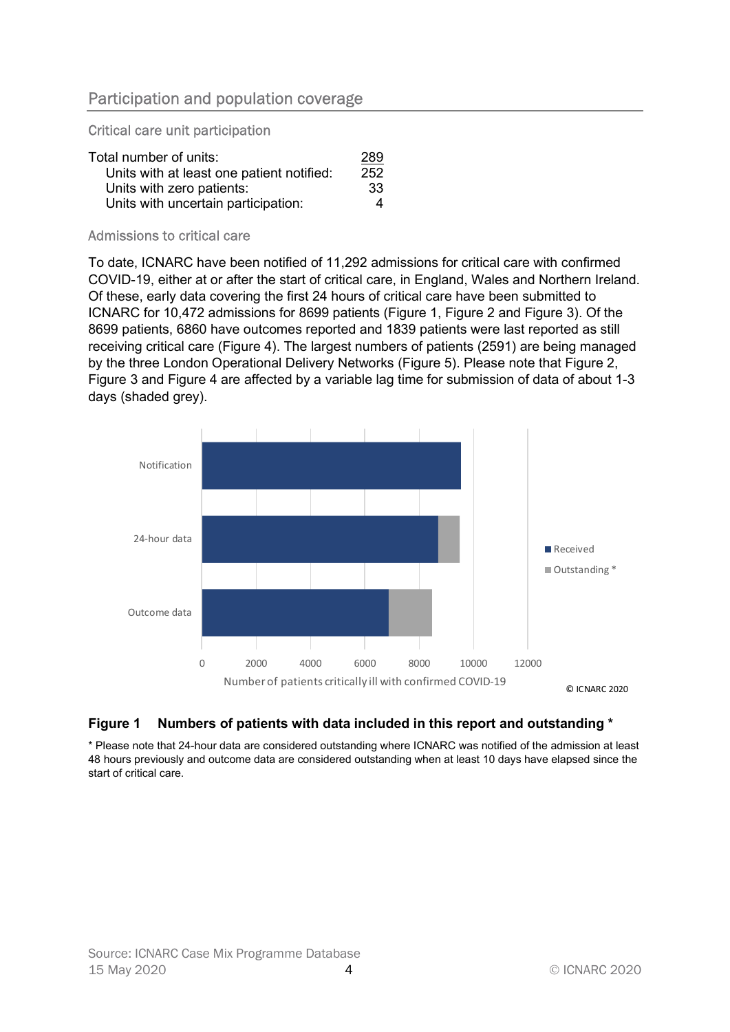## Participation and population coverage

### Critical care unit participation

| | |
|---|---|
| Total number of units: | 289 |
| Units with at least one patient notified: | 252 |
| Units with zero patients: | 33 |
| Units with uncertain participation: | 4 |

### Admissions to critical care

To date, ICNARC have been notified of 11,292 admissions for critical care with confirmed COVID-19, either at or after the start of critical care, in England, Wales and Northern Ireland. Of these, early data covering the first 24 hours of critical care have been submitted to ICNARC for 10,472 admissions for 8699 patients (Figure 1, Figure 2 and Figure 3). Of the 8699 patients, 6860 have outcomes reported and 1839 patients were last reported as still receiving critical care (Figure 4). The largest numbers of patients (2591) are being managed by the three London Operational Delivery Networks (Figure 5). Please note that Figure 2, Figure 3 and Figure 4 are affected by a variable lag time for submission of data of about 1-3 days (shaded grey).

**Figure 1 Numbers of patients with data included in this report and outstanding ***

* Please note that 24-hour data are considered outstanding where ICNARC was notified of the admission at least 48 hours previously and outcome data are considered outstanding when at least 10 days have elapsed since the start of critical care.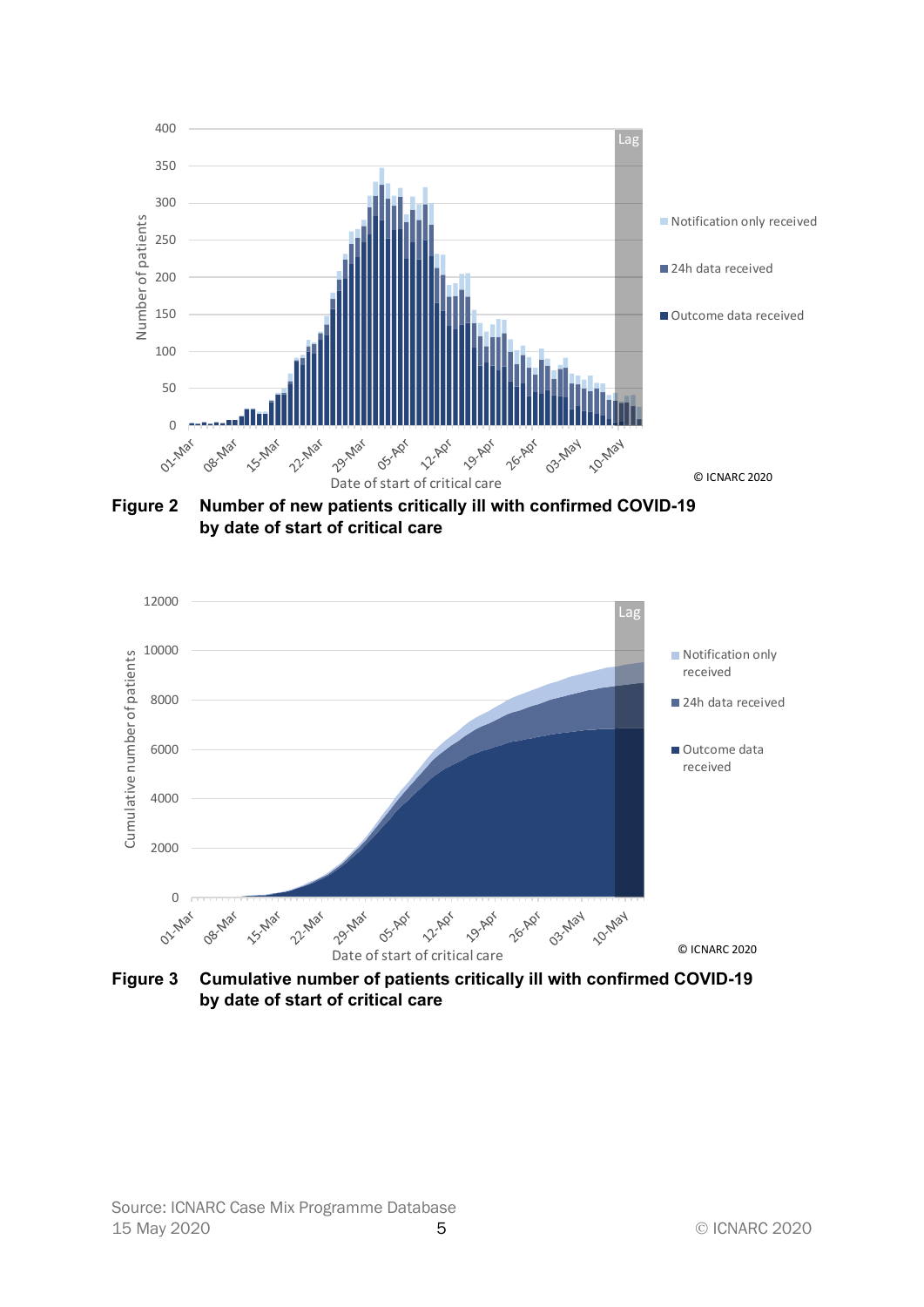**Figure 2** **Number of new patients critically ill with confirmed COVID-19 by date of start of critical care**

**Figure 3** **Cumulative number of patients critically ill with confirmed COVID-19 by date of start of critical care**

Source: ICNARC Case Mix Programme Database
15 May 2020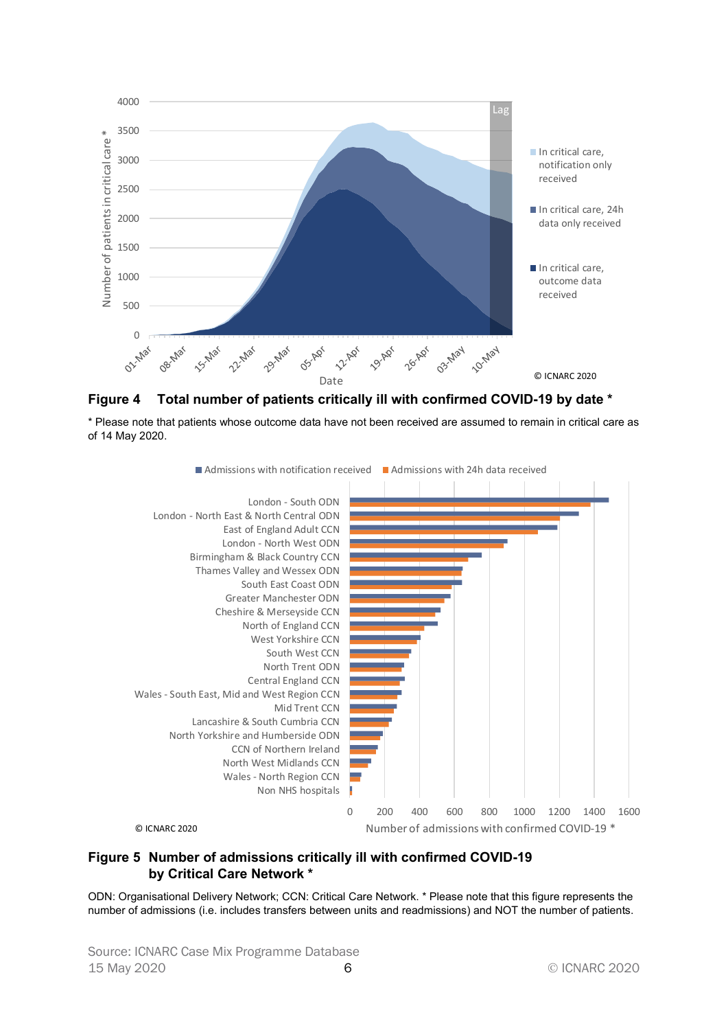**Figure 4 Total number of patients critically ill with confirmed COVID-19 by date ***

* Please note that patients whose outcome data have not been received are assumed to remain in critical care as of 14 May 2020.

**Figure 5 Number of admissions critically ill with confirmed COVID-19 by Critical Care Network ***

ODN: Organisational Delivery Network; CCN: Critical Care Network. * Please note that this figure represents the number of admissions (i.e. includes transfers between units and readmissions) and NOT the number of patients.

Source: ICNARC Case Mix Programme Database
15 May 2020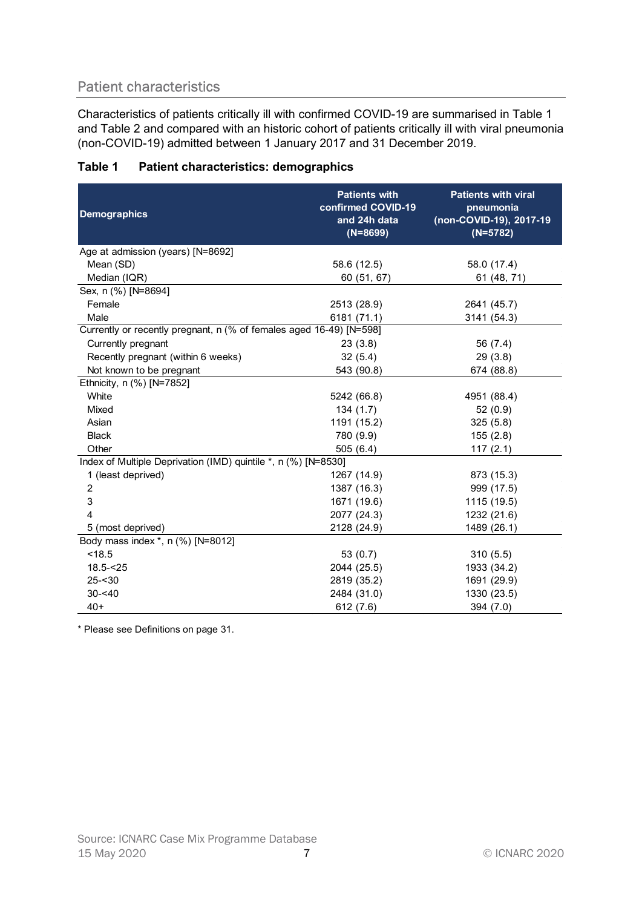## Patient characteristics

Characteristics of patients critically ill with confirmed COVID-19 are summarised in Table 1 and Table 2 and compared with an historic cohort of patients critically ill with viral pneumonia (non-COVID-19) admitted between 1 January 2017 and 31 December 2019.

**Table 1 Patient characteristics: demographics**

| Demographics | Patients with confirmed COVID-19 and 24h data (N=8699) | Patients with viral pneumonia (non-COVID-19), 2017-19 (N=5782) |
|---|---|---|
| Age at admission (years) [N=8692] | | |
| Mean (SD) | 58.6 (12.5) | 58.0 (17.4) |
| Median (IQR) | 60 (51, 67) | 61 (48, 71) |
| Sex, n (%) [N=8694] | | |
| Female | 2513 (28.9) | 2641 (45.7) |
| Male | 6181 (71.1) | 3141 (54.3) |
| Currently or recently pregnant, n (% of females aged 16-49) [N=598] | | |
| Currently pregnant | 23 (3.8) | 56 (7.4) |
| Recently pregnant (within 6 weeks) | 32 (5.4) | 29 (3.8) |
| Not known to be pregnant | 543 (90.8) | 674 (88.8) |
| Ethnicity, n (%) [N=7852] | | |
| White | 5242 (66.8) | 4951 (88.4) |
| Mixed | 134 (1.7) | 52 (0.9) |
| Asian | 1191 (15.2) | 325 (5.8) |
| Black | 780 (9.9) | 155 (2.8) |
| Other | 505 (6.4) | 117 (2.1) |
| Index of Multiple Deprivation (IMD) quintile *, n (%) [N=8530] | | |
| 1 (least deprived) | 1267 (14.9) | 873 (15.3) |
| 2 | 1387 (16.3) | 999 (17.5) |
| 3 | 1671 (19.6) | 1115 (19.5) |
| 4 | 2077 (24.3) | 1232 (21.6) |
| 5 (most deprived) | 2128 (24.9) | 1489 (26.1) |
| Body mass index *, n (%) [N=8012] | | |
| <18.5 | 53 (0.7) | 310 (5.5) |
| 18.5-<25 | 2044 (25.5) | 1933 (34.2) |
| 25-<30 | 2819 (35.2) | 1691 (29.9) |
| 30-<40 | 2484 (31.0) | 1330 (23.5) |
| 40+ | 612 (7.6) | 394 (7.0) |

* Please see Definitions on page 31.

Source: ICNARC Case Mix Programme Database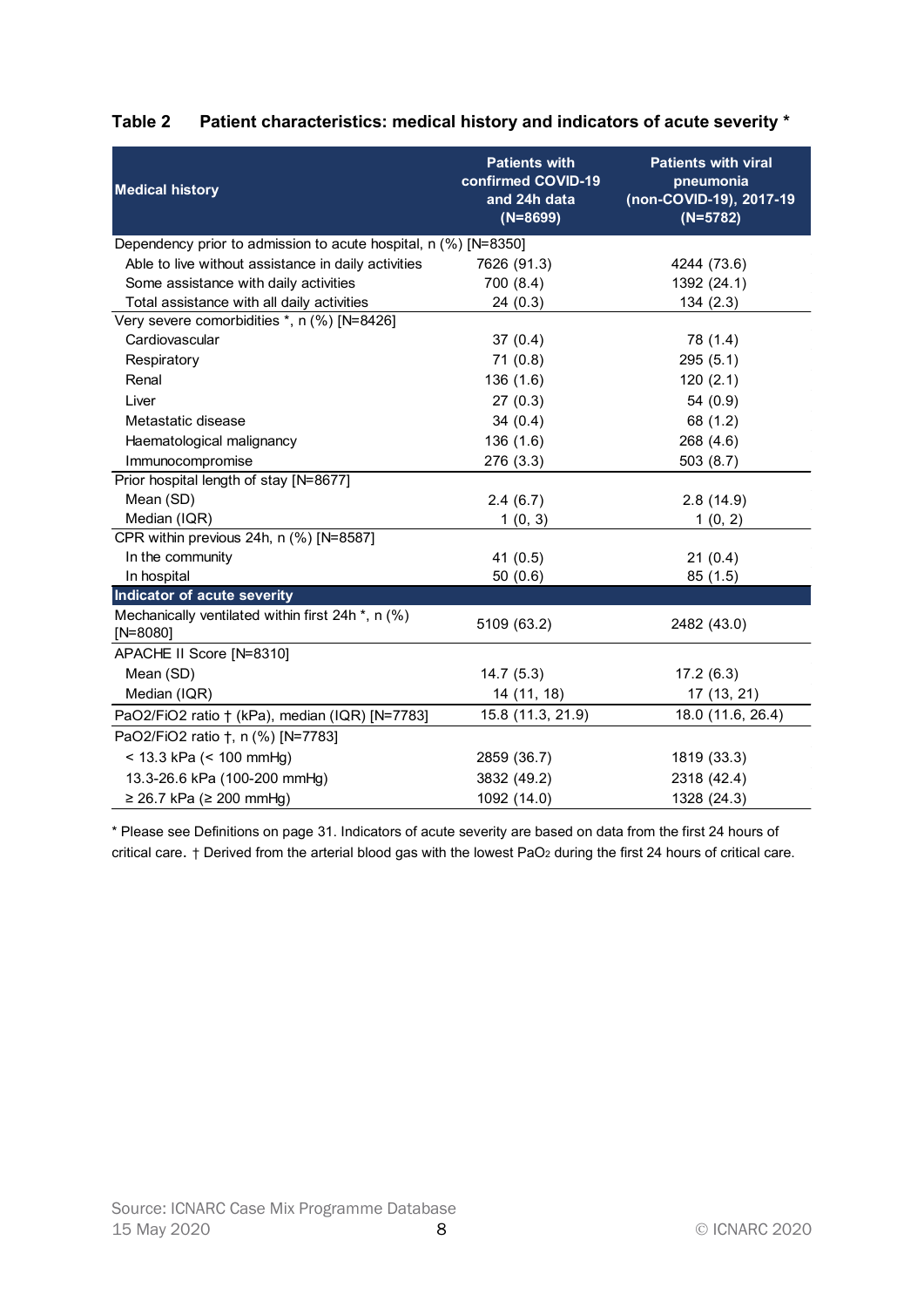## Table 2 Patient characteristics: medical history and indicators of acute severity *

| Medical history | Patients with confirmed COVID-19 and 24h data (N=8699) | Patients with viral pneumonia (non-COVID-19), 2017-19 (N=5782) |
|---|---|---|
| Dependency prior to admission to acute hospital, n (%) [N=8350] | | |
| Able to live without assistance in daily activities | 7626 (91.3) | 4244 (73.6) |
| Some assistance with daily activities | 700 (8.4) | 1392 (24.1) |
| Total assistance with all daily activities | 24 (0.3) | 134 (2.3) |
| Very severe comorbidities *, n (%) [N=8426] | | |
| Cardiovascular | 37 (0.4) | 78 (1.4) |
| Respiratory | 71 (0.8) | 295 (5.1) |
| Renal | 136 (1.6) | 120 (2.1) |
| Liver | 27 (0.3) | 54 (0.9) |
| Metastatic disease | 34 (0.4) | 68 (1.2) |
| Haematological malignancy | 136 (1.6) | 268 (4.6) |
| Immunocompromise | 276 (3.3) | 503 (8.7) |
| Prior hospital length of stay [N=8677] | | |
| Mean (SD) | 2.4 (6.7) | 2.8 (14.9) |
| Median (IQR) | 1 (0, 3) | 1 (0, 2) |
| CPR within previous 24h, n (%) [N=8587] | | |
| In the community | 41 (0.5) | 21 (0.4) |
| In hospital | 50 (0.6) | 85 (1.5) |
| **Indicator of acute severity** | | |
| Mechanically ventilated within first 24h *, n (%) [N=8080] | 5109 (63.2) | 2482 (43.0) |
| APACHE II Score [N=8310] | | |
| Mean (SD) | 14.7 (5.3) | 17.2 (6.3) |
| Median (IQR) | 14 (11, 18) | 17 (13, 21) |
| PaO2/FiO2 ratio † (kPa), median (IQR) [N=7783] | 15.8 (11.3, 21.9) | 18.0 (11.6, 26.4) |
| PaO2/FiO2 ratio †, n (%) [N=7783] | | |
| < 13.3 kPa (< 100 mmHg) | 2859 (36.7) | 1819 (33.3) |
| 13.3-26.6 kPa (100-200 mmHg) | 3832 (49.2) | 2318 (42.4) |
| ≥ 26.7 kPa (≥ 200 mmHg) | 1092 (14.0) | 1328 (24.3) |

* Please see Definitions on page 31. Indicators of acute severity are based on data from the first 24 hours of critical care. † Derived from the arterial blood gas with the lowest $PaO_2$ during the first 24 hours of critical care.

Source: ICNARC Case Mix Programme Database
15 May 2020
© ICNARC 2020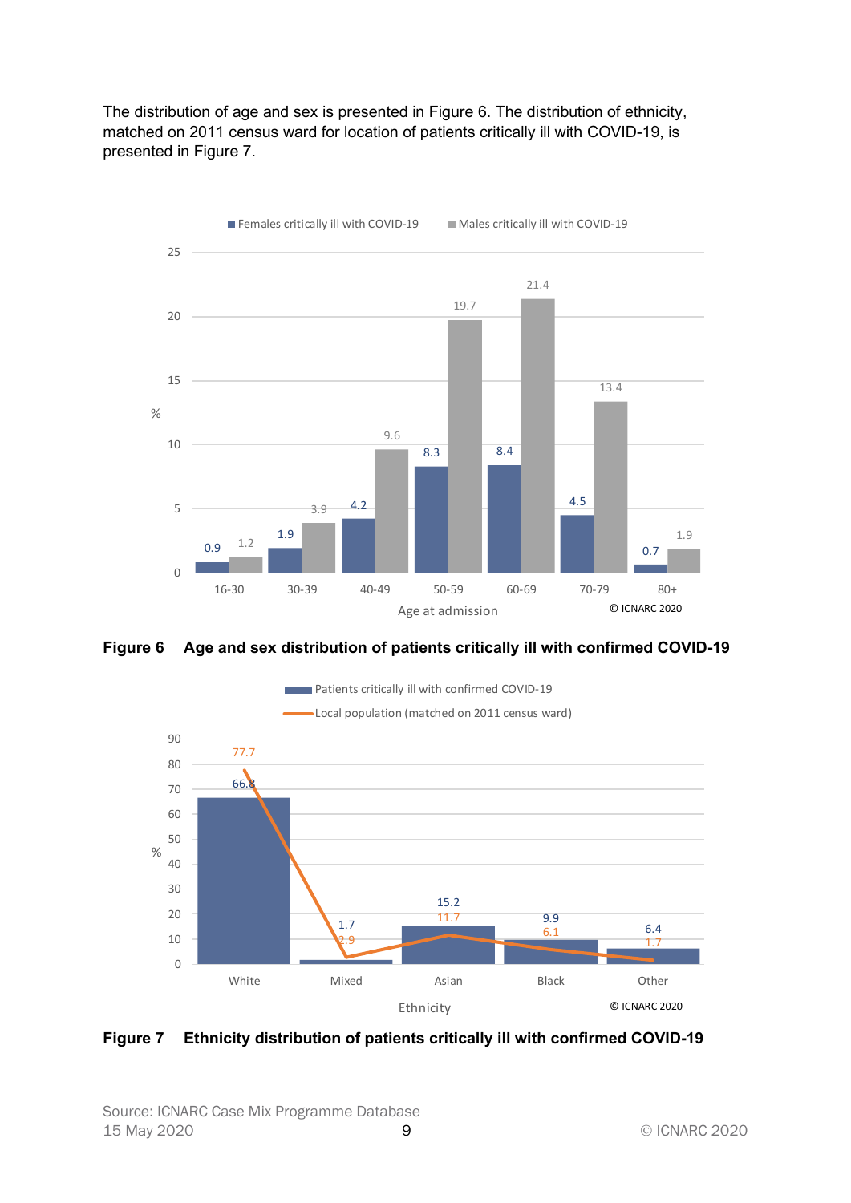The distribution of age and sex is presented in Figure 6. The distribution of ethnicity, matched on 2011 census ward for location of patients critically ill with COVID-19, is presented in Figure 7.

| Age at admission | Females critically ill with COVID-19 (%) | Males critically ill with COVID-19 (%) |
|---|---|---|
| 16-30 | 0.9 | 1.2 |
| 30-39 | 1.9 | 3.9 |
| 40-49 | 4.2 | 9.6 |
| 50-59 | 8.3 | 19.7 |
| 60-69 | 8.4 | 21.4 |
| 70-79 | 4.5 | 13.4 |
| 80+ | 0.7 | 1.9 |

© ICNARC 2020

**Figure 6 Age and sex distribution of patients critically ill with confirmed COVID-19**

| Ethnicity | Patients critically ill with confirmed COVID-19 (%) | Local population (matched on 2011 census ward) (%) |
|---|---|---|
| White | 66.8 | 77.7 |
| Mixed | 1.7 | 2.9 |
| Asian | 15.2 | 11.7 |
| Black | 9.9 | 6.1 |
| Other | 6.4 | 1.7 |

© ICNARC 2020

**Figure 7 Ethnicity distribution of patients critically ill with confirmed COVID-19**

Source: ICNARC Case Mix Programme Database
15 May 2020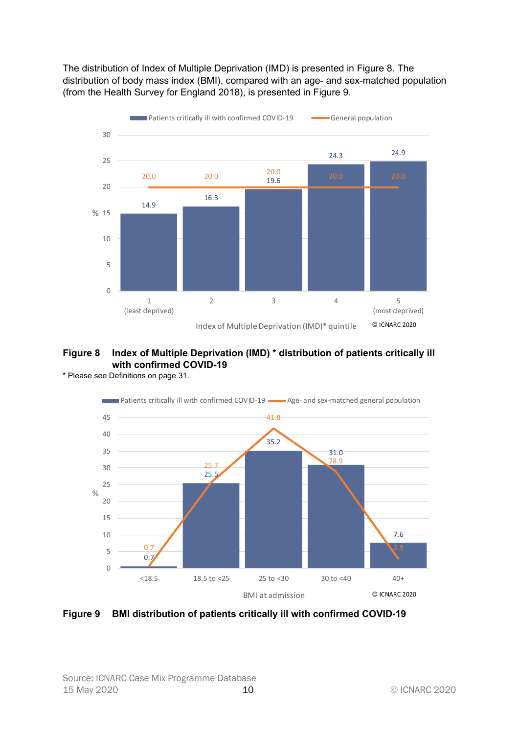The distribution of Index of Multiple Deprivation (IMD) is presented in Figure 8. The distribution of body mass index (BMI), compared with an age- and sex-matched population (from the Health Survey for England 2018), is presented in Figure 9.

| Index of Multiple Deprivation (IMD)* quintile | Patients critically ill with confirmed COVID-19 (%) | General population (%) |
|---|---|---|
| 1 (least deprived) | 14.9 | 20.0 |
| 2 | 16.3 | 20.0 |
| 3 | 19.6 | 20.0 |
| 4 | 24.3 | 20.0 |
| 5 (most deprived) | 24.9 | 20.0 |

© ICNARC 2020

**Figure 8 Index of Multiple Deprivation (IMD) * distribution of patients critically ill with confirmed COVID-19**

* Please see Definitions on page 31.

| BMI at admission | Patients critically ill with confirmed COVID-19 (%) | Age- and sex-matched general population (%) |
|---|---|---|
| <18.5 | 0.7 | 0.7 |
| 18.5 to <25 | 25.5 | 25.7 |
| 25 to <30 | 35.2 | 41.8 |
| 30 to <40 | 31.0 | 28.9 |
| 40+ | 7.6 | 2.9 |

© ICNARC 2020

**Figure 9 BMI distribution of patients critically ill with confirmed COVID-19**

Source: ICNARC Case Mix Programme Database
15 May 2020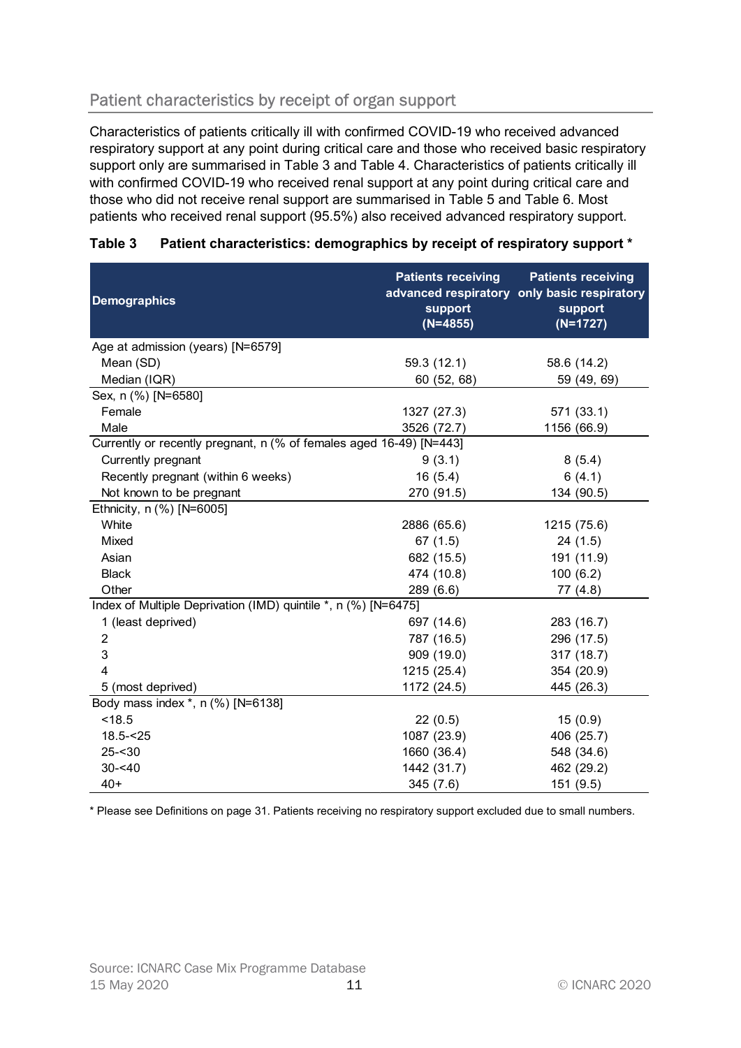## Patient characteristics by receipt of organ support

Characteristics of patients critically ill with confirmed COVID-19 who received advanced respiratory support at any point during critical care and those who received basic respiratory support only are summarised in Table 3 and Table 4. Characteristics of patients critically ill with confirmed COVID-19 who received renal support at any point during critical care and those who did not receive renal support are summarised in Table 5 and Table 6. Most patients who received renal support (95.5%) also received advanced respiratory support.

**Table 3 Patient characteristics: demographics by receipt of respiratory support ***

| Demographics | Patients receiving advanced respiratory support (N=4855) | Patients receiving only basic respiratory support (N=1727) |
|---|---|---|
| Age at admission (years) [N=6579] | | |
| Mean (SD) | 59.3 (12.1) | 58.6 (14.2) |
| Median (IQR) | 60 (52, 68) | 59 (49, 69) |
| Sex, n (%) [N=6580] | | |
| Female | 1327 (27.3) | 571 (33.1) |
| Male | 3526 (72.7) | 1156 (66.9) |
| Currently or recently pregnant, n (% of females aged 16-49) [N=443] | | |
| Currently pregnant | 9 (3.1) | 8 (5.4) |
| Recently pregnant (within 6 weeks) | 16 (5.4) | 6 (4.1) |
| Not known to be pregnant | 270 (91.5) | 134 (90.5) |
| Ethnicity, n (%) [N=6005] | | |
| White | 2886 (65.6) | 1215 (75.6) |
| Mixed | 67 (1.5) | 24 (1.5) |
| Asian | 682 (15.5) | 191 (11.9) |
| Black | 474 (10.8) | 100 (6.2) |
| Other | 289 (6.6) | 77 (4.8) |
| Index of Multiple Deprivation (IMD) quintile *, n (%) [N=6475] | | |
| 1 (least deprived) | 697 (14.6) | 283 (16.7) |
| 2 | 787 (16.5) | 296 (17.5) |
| 3 | 909 (19.0) | 317 (18.7) |
| 4 | 1215 (25.4) | 354 (20.9) |
| 5 (most deprived) | 1172 (24.5) | 445 (26.3) |
| Body mass index *, n (%) [N=6138] | | |
| <18.5 | 22 (0.5) | 15 (0.9) |
| 18.5-<25 | 1087 (23.9) | 406 (25.7) |
| 25-<30 | 1660 (36.4) | 548 (34.6) |
| 30-<40 | 1442 (31.7) | 462 (29.2) |
| 40+ | 345 (7.6) | 151 (9.5) |

* Please see Definitions on page 31. Patients receiving no respiratory support excluded due to small numbers.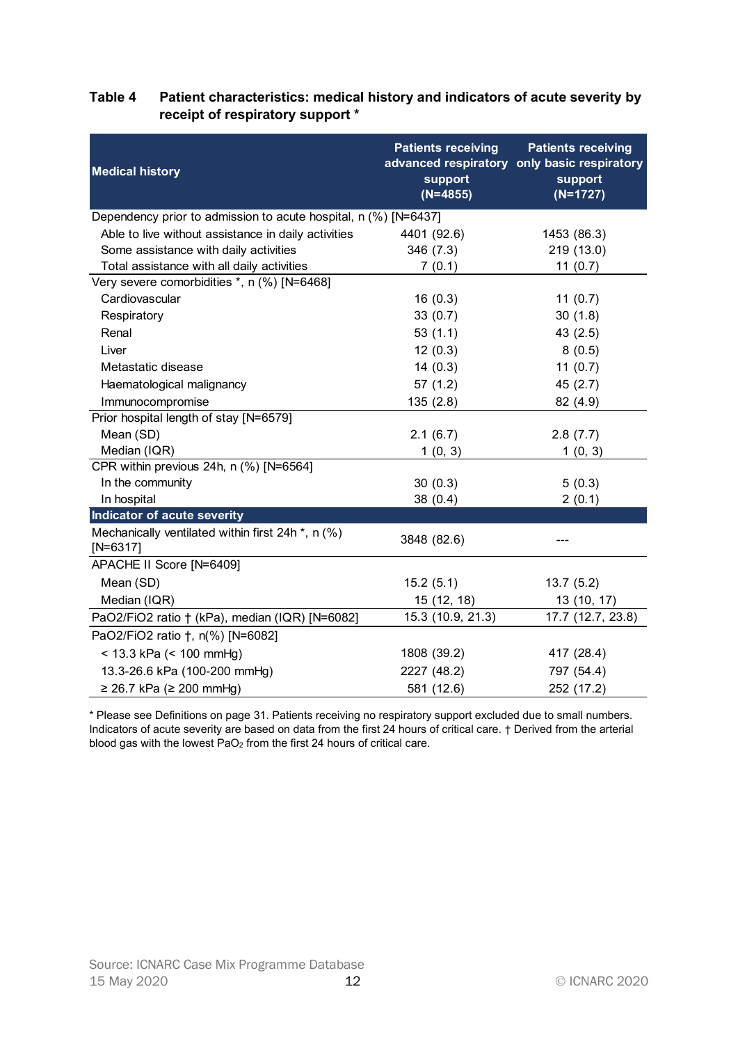**Table 4 Patient characteristics: medical history and indicators of acute severity by receipt of respiratory support ***

| Medical history | Patients receiving advanced respiratory support (N=4855) | Patients receiving only basic respiratory support (N=1727) |
|---|---|---|
| Dependency prior to admission to acute hospital, n (%) [N=6437] | | |
| Able to live without assistance in daily activities | 4401 (92.6) | 1453 (86.3) |
| Some assistance with daily activities | 346 (7.3) | 219 (13.0) |
| Total assistance with all daily activities | 7 (0.1) | 11 (0.7) |
| Very severe comorbidities *, n (%) [N=6468] | | |
| Cardiovascular | 16 (0.3) | 11 (0.7) |
| Respiratory | 33 (0.7) | 30 (1.8) |
| Renal | 53 (1.1) | 43 (2.5) |
| Liver | 12 (0.3) | 8 (0.5) |
| Metastatic disease | 14 (0.3) | 11 (0.7) |
| Haematological malignancy | 57 (1.2) | 45 (2.7) |
| Immunocompromise | 135 (2.8) | 82 (4.9) |
| Prior hospital length of stay [N=6579] | | |
| Mean (SD) | 2.1 (6.7) | 2.8 (7.7) |
| Median (IQR) | 1 (0, 3) | 1 (0, 3) |
| CPR within previous 24h, n (%) [N=6564] | | |
| In the community | 30 (0.3) | 5 (0.3) |
| In hospital | 38 (0.4) | 2 (0.1) |
| **Indicator of acute severity** | | |
| Mechanically ventilated within first 24h *, n (%) [N=6317] | 3848 (82.6) | --- |
| APACHE II Score [N=6409] | | |
| Mean (SD) | 15.2 (5.1) | 13.7 (5.2) |
| Median (IQR) | 15 (12, 18) | 13 (10, 17) |
| PaO2/FiO2 ratio † (kPa), median (IQR) [N=6082] | 15.3 (10.9, 21.3) | 17.7 (12.7, 23.8) |
| PaO2/FiO2 ratio †, n(%) [N=6082] | | |
| < 13.3 kPa (< 100 mmHg) | 1808 (39.2) | 417 (28.4) |
| 13.3-26.6 kPa (100-200 mmHg) | 2227 (48.2) | 797 (54.4) |
| ≥ 26.7 kPa (≥ 200 mmHg) | 581 (12.6) | 252 (17.2) |

* Please see Definitions on page 31. Patients receiving no respiratory support excluded due to small numbers. Indicators of acute severity are based on data from the first 24 hours of critical care. † Derived from the arterial blood gas with the lowest $PaO_2$ from the first 24 hours of critical care.

Source: ICNARC Case Mix Programme Database
15 May 2020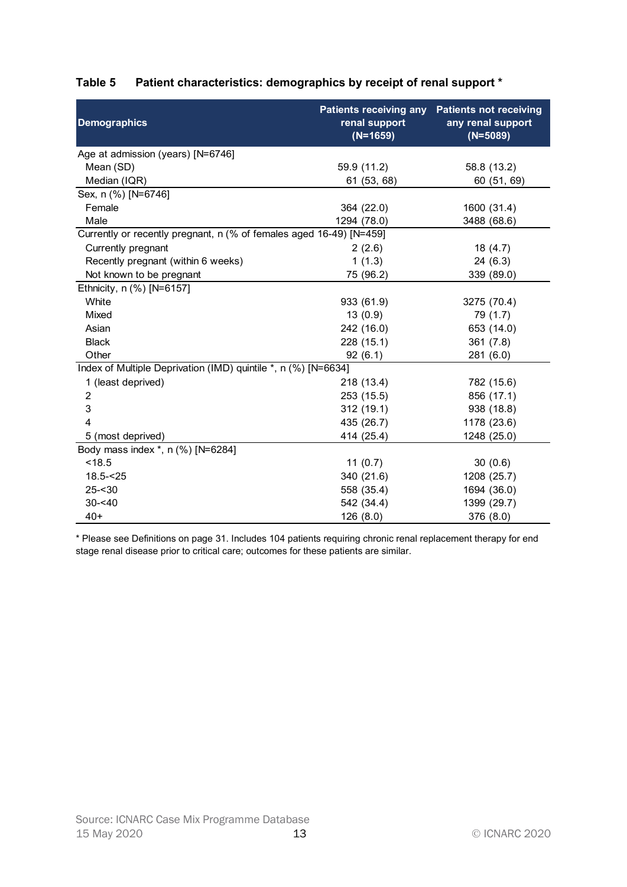**Table 5 Patient characteristics: demographics by receipt of renal support ***

| Demographics | Patients receiving any renal support (N=1659) | Patients not receiving any renal support (N=5089) |
|---|---|---|
| Age at admission (years) [N=6746] | | |
| Mean (SD) | 59.9 (11.2) | 58.8 (13.2) |
| Median (IQR) | 61 (53, 68) | 60 (51, 69) |
| Sex, n (%) [N=6746] | | |
| Female | 364 (22.0) | 1600 (31.4) |
| Male | 1294 (78.0) | 3488 (68.6) |
| Currently or recently pregnant, n (% of females aged 16-49) [N=459] | | |
| Currently pregnant | 2 (2.6) | 18 (4.7) |
| Recently pregnant (within 6 weeks) | 1 (1.3) | 24 (6.3) |
| Not known to be pregnant | 75 (96.2) | 339 (89.0) |
| Ethnicity, n (%) [N=6157] | | |
| White | 933 (61.9) | 3275 (70.4) |
| Mixed | 13 (0.9) | 79 (1.7) |
| Asian | 242 (16.0) | 653 (14.0) |
| Black | 228 (15.1) | 361 (7.8) |
| Other | 92 (6.1) | 281 (6.0) |
| Index of Multiple Deprivation (IMD) quintile *, n (%) [N=6634] | | |
| 1 (least deprived) | 218 (13.4) | 782 (15.6) |
| 2 | 253 (15.5) | 856 (17.1) |
| 3 | 312 (19.1) | 938 (18.8) |
| 4 | 435 (26.7) | 1178 (23.6) |
| 5 (most deprived) | 414 (25.4) | 1248 (25.0) |
| Body mass index *, n (%) [N=6284] | | |
| <18.5 | 11 (0.7) | 30 (0.6) |
| 18.5-<25 | 340 (21.6) | 1208 (25.7) |
| 25-<30 | 558 (35.4) | 1694 (36.0) |
| 30-<40 | 542 (34.4) | 1399 (29.7) |
| 40+ | 126 (8.0) | 376 (8.0) |

* Please see Definitions on page 31. Includes 104 patients requiring chronic renal replacement therapy for end stage renal disease prior to critical care; outcomes for these patients are similar.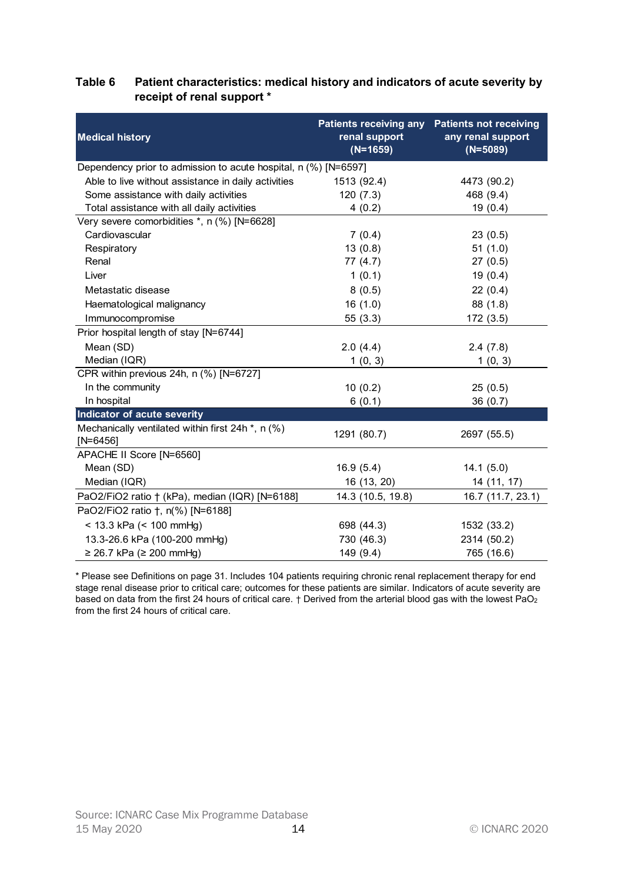**Table 6 Patient characteristics: medical history and indicators of acute severity by receipt of renal support ***

| Medical history | Patients receiving any renal support (N=1659) | Patients not receiving any renal support (N=5089) |
|---|---|---|
| Dependency prior to admission to acute hospital, n (%) [N=6597] | | |
| Able to live without assistance in daily activities | 1513 (92.4) | 4473 (90.2) |
| Some assistance with daily activities | 120 (7.3) | 468 (9.4) |
| Total assistance with all daily activities | 4 (0.2) | 19 (0.4) |
| Very severe comorbidities *, n (%) [N=6628] | | |
| Cardiovascular | 7 (0.4) | 23 (0.5) |
| Respiratory | 13 (0.8) | 51 (1.0) |
| Renal | 77 (4.7) | 27 (0.5) |
| Liver | 1 (0.1) | 19 (0.4) |
| Metastatic disease | 8 (0.5) | 22 (0.4) |
| Haematological malignancy | 16 (1.0) | 88 (1.8) |
| Immunocompromise | 55 (3.3) | 172 (3.5) |
| Prior hospital length of stay [N=6744] | | |
| Mean (SD) | 2.0 (4.4) | 2.4 (7.8) |
| Median (IQR) | 1 (0, 3) | 1 (0, 3) |
| CPR within previous 24h, n (%) [N=6727] | | |
| In the community | 10 (0.2) | 25 (0.5) |
| In hospital | 6 (0.1) | 36 (0.7) |
| **Indicator of acute severity** | | |
| Mechanically ventilated within first 24h *, n (%) [N=6456] | 1291 (80.7) | 2697 (55.5) |
| APACHE II Score [N=6560] | | |
| Mean (SD) | 16.9 (5.4) | 14.1 (5.0) |
| Median (IQR) | 16 (13, 20) | 14 (11, 17) |
| PaO2/FiO2 ratio † (kPa), median (IQR) [N=6188] | 14.3 (10.5, 19.8) | 16.7 (11.7, 23.1) |
| PaO2/FiO2 ratio †, n(%) [N=6188] | | |
| < 13.3 kPa (< 100 mmHg) | 698 (44.3) | 1532 (33.2) |
| 13.3-26.6 kPa (100-200 mmHg) | 730 (46.3) | 2314 (50.2) |
| ≥ 26.7 kPa (≥ 200 mmHg) | 149 (9.4) | 765 (16.6) |

* Please see Definitions on page 31. Includes 104 patients requiring chronic renal replacement therapy for end stage renal disease prior to critical care; outcomes for these patients are similar. Indicators of acute severity are based on data from the first 24 hours of critical care. † Derived from the arterial blood gas with the lowest $PaO_2$ from the first 24 hours of critical care.

Source: ICNARC Case Mix Programme Database
15 May 2020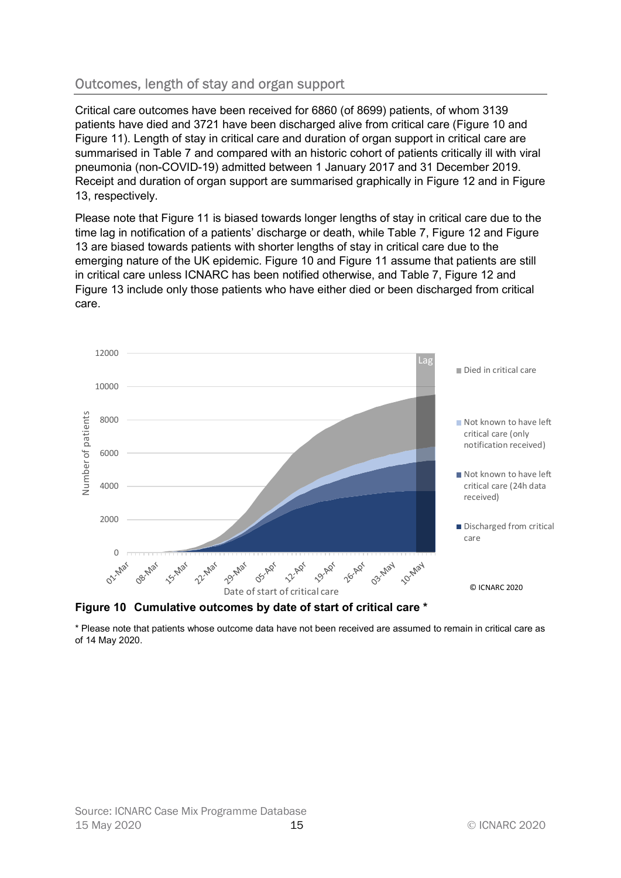## Outcomes, length of stay and organ support

Critical care outcomes have been received for 6860 (of 8699) patients, of whom 3139 patients have died and 3721 have been discharged alive from critical care (Figure 10 and Figure 11). Length of stay in critical care and duration of organ support in critical care are summarised in Table 7 and compared with an historic cohort of patients critically ill with viral pneumonia (non-COVID-19) admitted between 1 January 2017 and 31 December 2019. Receipt and duration of organ support are summarised graphically in Figure 12 and in Figure 13, respectively.

Please note that Figure 11 is biased towards longer lengths of stay in critical care due to the time lag in notification of a patients' discharge or death, while Table 7, Figure 12 and Figure 13 are biased towards patients with shorter lengths of stay in critical care due to the emerging nature of the UK epidemic. Figure 10 and Figure 11 assume that patients are still in critical care unless ICNARC has been notified otherwise, and Table 7, Figure 12 and Figure 13 include only those patients who have either died or been discharged from critical care.

**Figure 10 Cumulative outcomes by date of start of critical care \***

\* Please note that patients whose outcome data have not been received are assumed to remain in critical care as of 14 May 2020.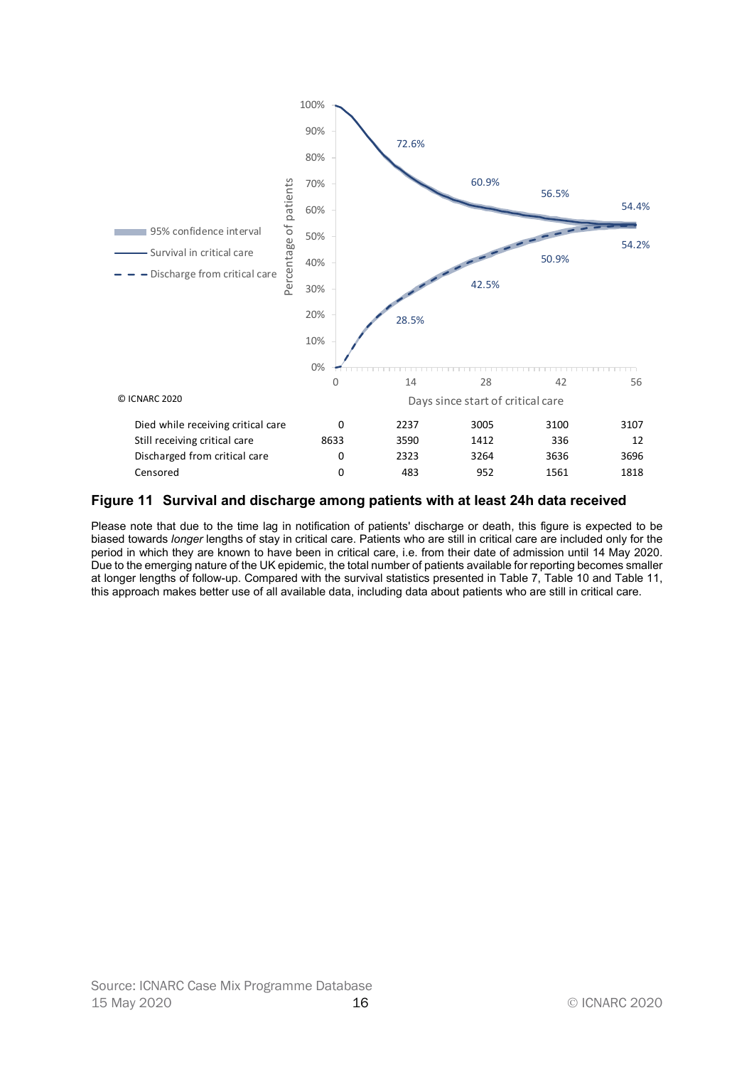| | 0 | 14 | 28 | 42 | 56 |
|---|---|---|---|---|---|
| Died while receiving critical care | 0 | 2237 | 3005 | 3100 | 3107 |
| Still receiving critical care | 8633 | 3590 | 1412 | 336 | 12 |
| Discharged from critical care | 0 | 2323 | 3264 | 3636 | 3696 |
| Censored | 0 | 483 | 952 | 1561 | 1818 |

**Figure 11 Survival and discharge among patients with at least 24h data received**

Please note that due to the time lag in notification of patients' discharge or death, this figure is expected to be biased towards *longer* lengths of stay in critical care. Patients who are still in critical care are included only for the period in which they are known to have been in critical care, i.e. from their date of admission until 14 May 2020. Due to the emerging nature of the UK epidemic, the total number of patients available for reporting becomes smaller at longer lengths of follow-up. Compared with the survival statistics presented in Table 7, Table 10 and Table 11, this approach makes better use of all available data, including data about patients who are still in critical care.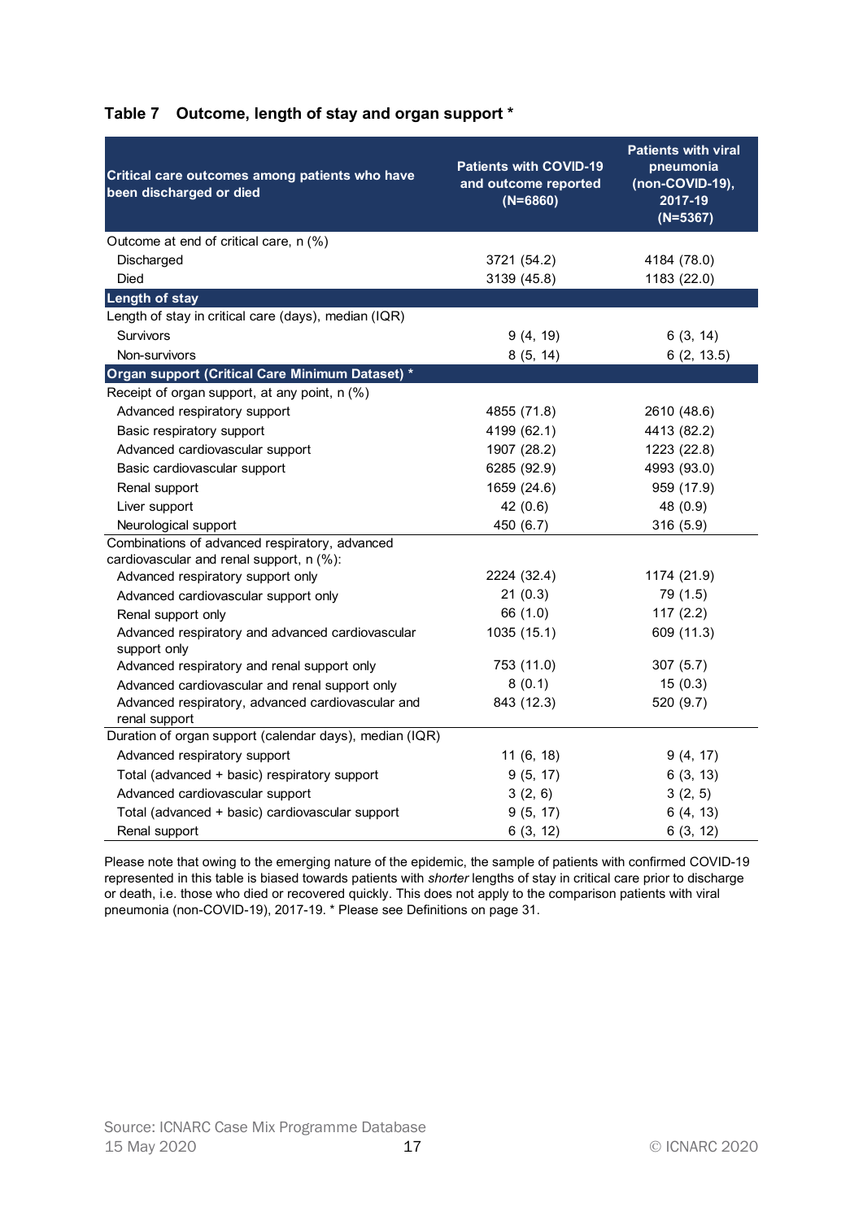## Table 7 Outcome, length of stay and organ support *

| Critical care outcomes among patients who have been discharged or died | Patients with COVID-19 and outcome reported (N=6860) | Patients with viral pneumonia (non-COVID-19), 2017-19 (N=5367) |
|---|---|---|
| Outcome at end of critical care, n (%) | | |
| Discharged | 3721 (54.2) | 4184 (78.0) |
| Died | 3139 (45.8) | 1183 (22.0) |
| **Length of stay** | | |
| Length of stay in critical care (days), median (IQR) | | |
| Survivors | 9 (4, 19) | 6 (3, 14) |
| Non-survivors | 8 (5, 14) | 6 (2, 13.5) |
| **Organ support (Critical Care Minimum Dataset) *** | | |
| Receipt of organ support, at any point, n (%) | | |
| Advanced respiratory support | 4855 (71.8) | 2610 (48.6) |
| Basic respiratory support | 4199 (62.1) | 4413 (82.2) |
| Advanced cardiovascular support | 1907 (28.2) | 1223 (22.8) |
| Basic cardiovascular support | 6285 (92.9) | 4993 (93.0) |
| Renal support | 1659 (24.6) | 959 (17.9) |
| Liver support | 42 (0.6) | 48 (0.9) |
| Neurological support | 450 (6.7) | 316 (5.9) |
| Combinations of advanced respiratory, advanced cardiovascular and renal support, n (%): | | |
| Advanced respiratory support only | 2224 (32.4) | 1174 (21.9) |
| Advanced cardiovascular support only | 21 (0.3) | 79 (1.5) |
| Renal support only | 66 (1.0) | 117 (2.2) |
| Advanced respiratory and advanced cardiovascular support only | 1035 (15.1) | 609 (11.3) |
| Advanced respiratory and renal support only | 753 (11.0) | 307 (5.7) |
| Advanced cardiovascular and renal support only | 8 (0.1) | 15 (0.3) |
| Advanced respiratory, advanced cardiovascular and renal support | 843 (12.3) | 520 (9.7) |
| Duration of organ support (calendar days), median (IQR) | | |
| Advanced respiratory support | 11 (6, 18) | 9 (4, 17) |
| Total (advanced + basic) respiratory support | 9 (5, 17) | 6 (3, 13) |
| Advanced cardiovascular support | 3 (2, 6) | 3 (2, 5) |
| Total (advanced + basic) cardiovascular support | 9 (5, 17) | 6 (4, 13) |
| Renal support | 6 (3, 12) | 6 (3, 12) |

Please note that owing to the emerging nature of the epidemic, the sample of patients with confirmed COVID-19 represented in this table is biased towards patients with *shorter* lengths of stay in critical care prior to discharge or death, i.e. those who died or recovered quickly. This does not apply to the comparison patients with viral pneumonia (non-COVID-19), 2017-19. * Please see Definitions on page 31.

Source: ICNARC Case Mix Programme Database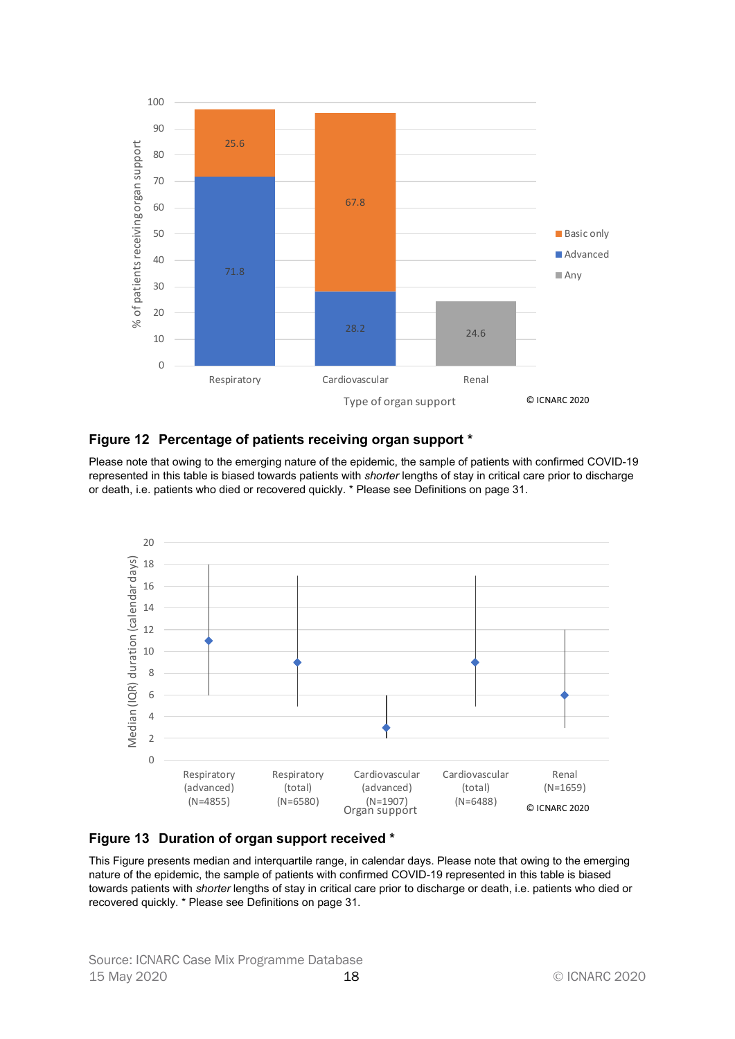## Figure 12 Percentage of patients receiving organ support *

Please note that owing to the emerging nature of the epidemic, the sample of patients with confirmed COVID-19 represented in this table is biased towards patients with *shorter* lengths of stay in critical care prior to discharge or death, i.e. patients who died or recovered quickly. * Please see Definitions on page 31.

## Figure 13 Duration of organ support received *

This Figure presents median and interquartile range, in calendar days. Please note that owing to the emerging nature of the epidemic, the sample of patients with confirmed COVID-19 represented in this table is biased towards patients with *shorter* lengths of stay in critical care prior to discharge or death, i.e. patients who died or recovered quickly. * Please see Definitions on page 31.

Source: ICNARC Case Mix Programme Database
15 May 2020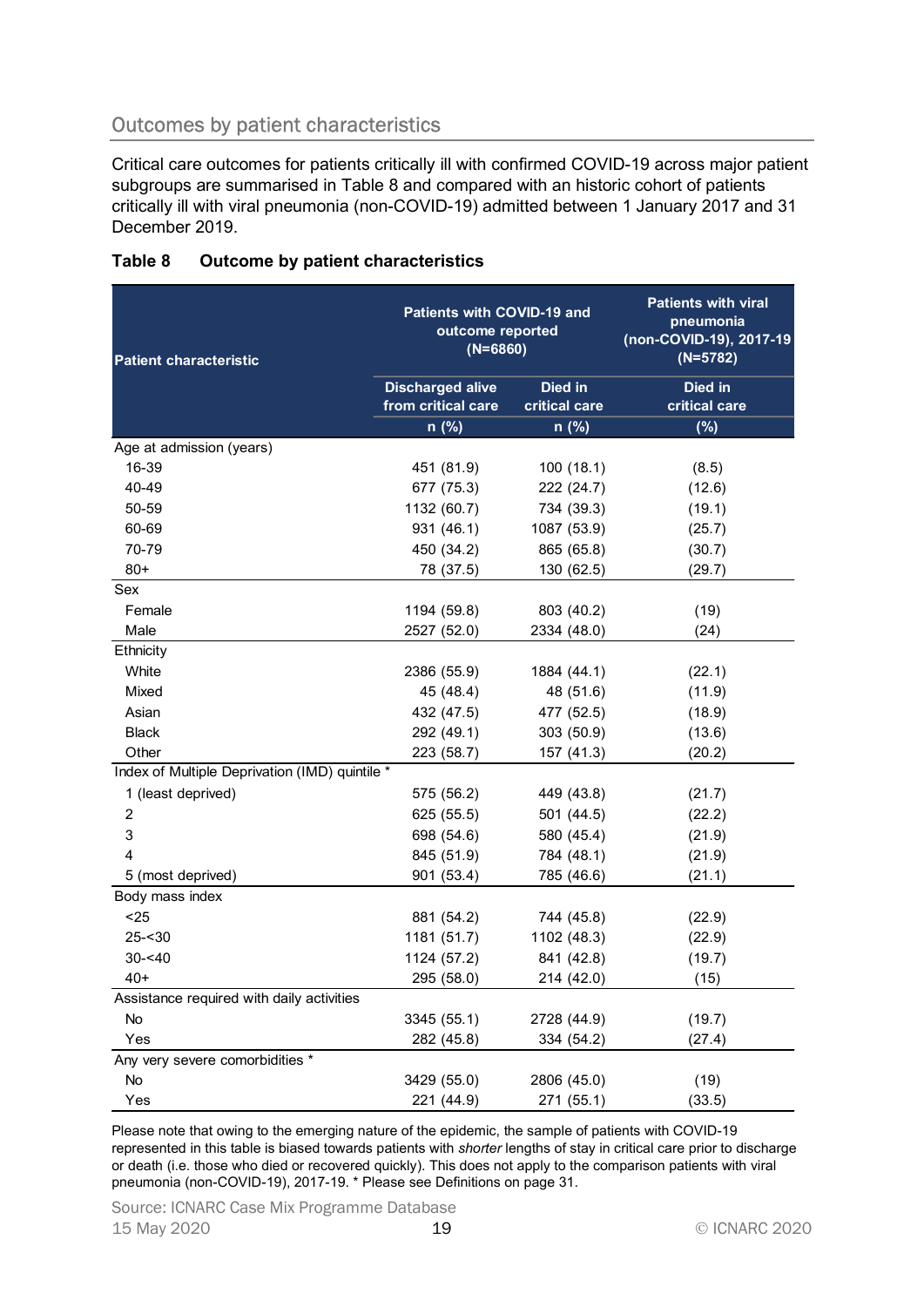## Outcomes by patient characteristics

Critical care outcomes for patients critically ill with confirmed COVID-19 across major patient subgroups are summarised in Table 8 and compared with an historic cohort of patients critically ill with viral pneumonia (non-COVID-19) admitted between 1 January 2017 and 31 December 2019.

**Table 8 Outcome by patient characteristics**

| Patient characteristic | Patients with COVID-19 and outcome reported (N=6860) | | Patients with viral pneumonia (non-COVID-19), 2017-19 (N=5782) |
|---|---|---|---|
| | Discharged alive from critical care | Died in critical care | Died in critical care |
| | n (%) | n (%) | (%) |
| **Age at admission (years)** | | | |
| 16-39 | 451 (81.9) | 100 (18.1) | (8.5) |
| 40-49 | 677 (75.3) | 222 (24.7) | (12.6) |
| 50-59 | 1132 (60.7) | 734 (39.3) | (19.1) |
| 60-69 | 931 (46.1) | 1087 (53.9) | (25.7) |
| 70-79 | 450 (34.2) | 865 (65.8) | (30.7) |
| 80+ | 78 (37.5) | 130 (62.5) | (29.7) |
| **Sex** | | | |
| Female | 1194 (59.8) | 803 (40.2) | (19) |
| Male | 2527 (52.0) | 2334 (48.0) | (24) |
| **Ethnicity** | | | |
| White | 2386 (55.9) | 1884 (44.1) | (22.1) |
| Mixed | 45 (48.4) | 48 (51.6) | (11.9) |
| Asian | 432 (47.5) | 477 (52.5) | (18.9) |
| Black | 292 (49.1) | 303 (50.9) | (13.6) |
| Other | 223 (58.7) | 157 (41.3) | (20.2) |
| **Index of Multiple Deprivation (IMD) quintile *** | | | |
| 1 (least deprived) | 575 (56.2) | 449 (43.8) | (21.7) |
| 2 | 625 (55.5) | 501 (44.5) | (22.2) |
| 3 | 698 (54.6) | 580 (45.4) | (21.9) |
| 4 | 845 (51.9) | 784 (48.1) | (21.9) |
| 5 (most deprived) | 901 (53.4) | 785 (46.6) | (21.1) |
| **Body mass index** | | | |
| <25 | 881 (54.2) | 744 (45.8) | (22.9) |
| 25-<30 | 1181 (51.7) | 1102 (48.3) | (22.9) |
| 30-<40 | 1124 (57.2) | 841 (42.8) | (19.7) |
| 40+ | 295 (58.0) | 214 (42.0) | (15) |
| **Assistance required with daily activities** | | | |
| No | 3345 (55.1) | 2728 (44.9) | (19.7) |
| Yes | 282 (45.8) | 334 (54.2) | (27.4) |
| **Any very severe comorbidities *** | | | |
| No | 3429 (55.0) | 2806 (45.0) | (19) |
| Yes | 221 (44.9) | 271 (55.1) | (33.5) |

Please note that owing to the emerging nature of the epidemic, the sample of patients with COVID-19 represented in this table is biased towards patients with *shorter* lengths of stay in critical care prior to discharge or death (i.e. those who died or recovered quickly). This does not apply to the comparison patients with viral pneumonia (non-COVID-19), 2017-19. * Please see Definitions on page 31.

Source: ICNARC Case Mix Programme Database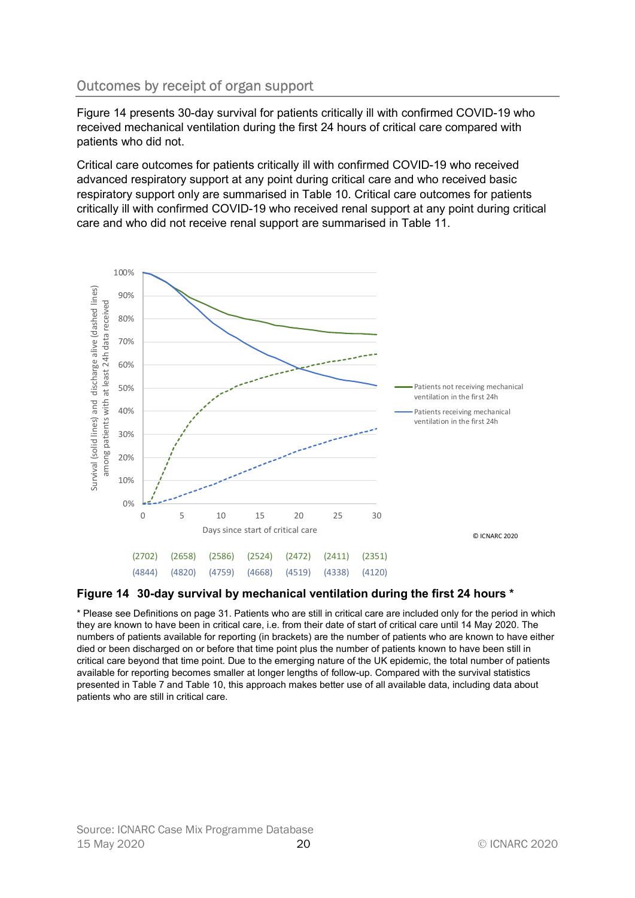## Outcomes by receipt of organ support

Figure 14 presents 30-day survival for patients critically ill with confirmed COVID-19 who received mechanical ventilation during the first 24 hours of critical care compared with patients who did not.

Critical care outcomes for patients critically ill with confirmed COVID-19 who received advanced respiratory support at any point during critical care and who received basic respiratory support only are summarised in Table 10. Critical care outcomes for patients critically ill with confirmed COVID-19 who received renal support at any point during critical care and who did not receive renal support are summarised in Table 11.

**Figure 14 30-day survival by mechanical ventilation during the first 24 hours ***

* Please see Definitions on page 31. Patients who are still in critical care are included only for the period in which they are known to have been in critical care, i.e. from their date of start of critical care until 14 May 2020. The numbers of patients available for reporting (in brackets) are the number of patients who are known to have either died or been discharged on or before that time point plus the number of patients known to have been still in critical care beyond that time point. Due to the emerging nature of the UK epidemic, the total number of patients available for reporting becomes smaller at longer lengths of follow-up. Compared with the survival statistics presented in Table 7 and Table 10, this approach makes better use of all available data, including data about patients who are still in critical care.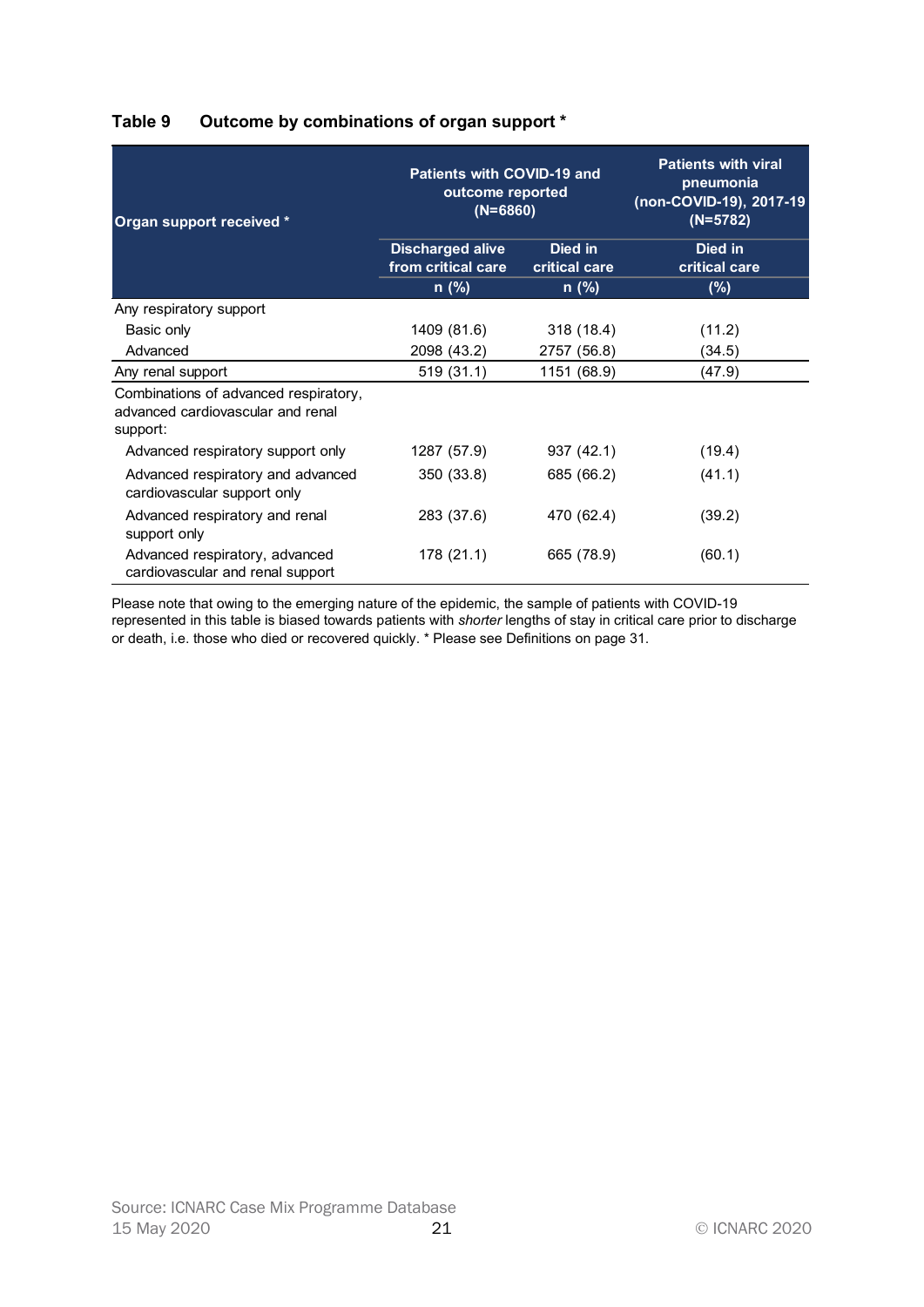**Table 9 Outcome by combinations of organ support ***

| Organ support received * | Patients with COVID-19 and outcome reported (N=6860) | | Patients with viral pneumonia (non-COVID-19), 2017-19 (N=5782) |
|---|---|---|---|
| | Discharged alive from critical care | Died in critical care | Died in critical care |
| | n (%) | n (%) | (%) |
| Any respiratory support | | | |
| Basic only | 1409 (81.6) | 318 (18.4) | (11.2) |
| Advanced | 2098 (43.2) | 2757 (56.8) | (34.5) |
| Any renal support | 519 (31.1) | 1151 (68.9) | (47.9) |
| Combinations of advanced respiratory, advanced cardiovascular and renal support: | | | |
| Advanced respiratory support only | 1287 (57.9) | 937 (42.1) | (19.4) |
| Advanced respiratory and advanced cardiovascular support only | 350 (33.8) | 685 (66.2) | (41.1) |
| Advanced respiratory and renal support only | 283 (37.6) | 470 (62.4) | (39.2) |
| Advanced respiratory, advanced cardiovascular and renal support | 178 (21.1) | 665 (78.9) | (60.1) |

Please note that owing to the emerging nature of the epidemic, the sample of patients with COVID-19 represented in this table is biased towards patients with *shorter* lengths of stay in critical care prior to discharge or death, i.e. those who died or recovered quickly. * Please see Definitions on page 31.

Source: ICNARC Case Mix Programme Database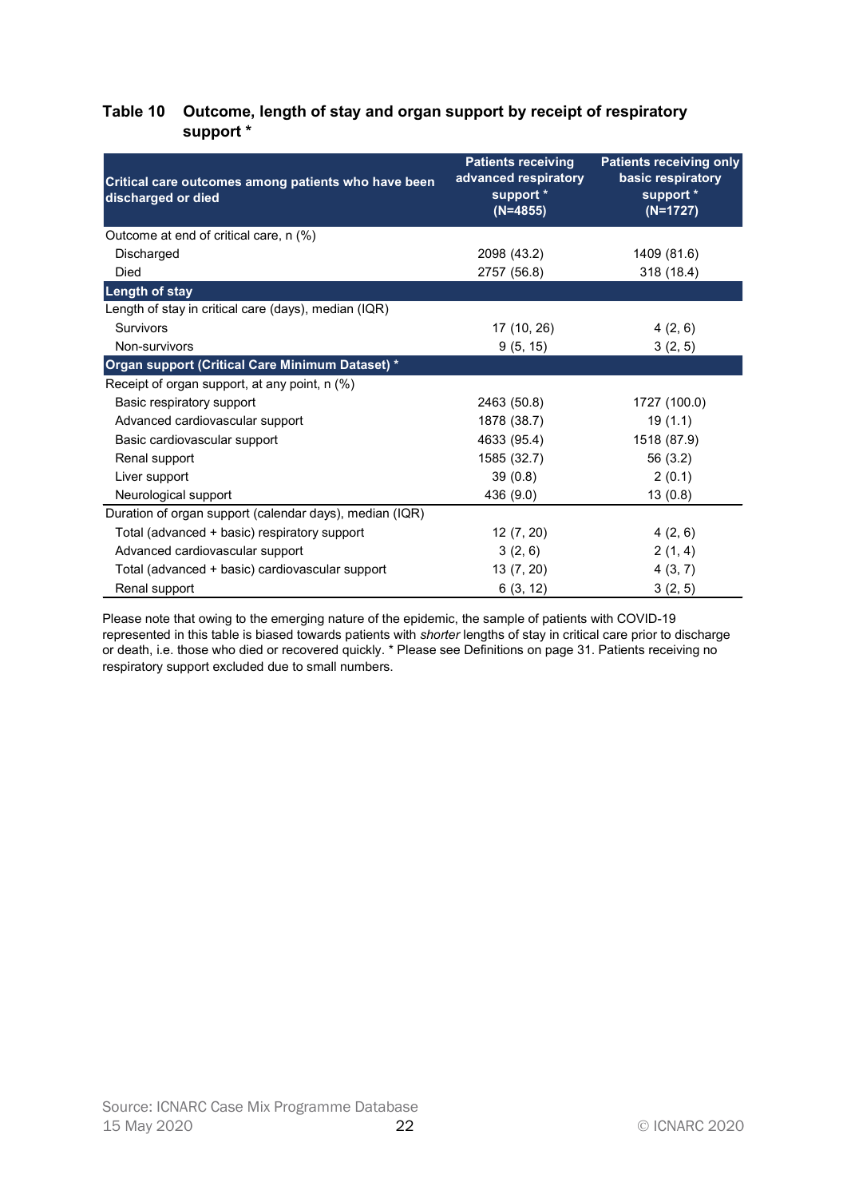**Table 10 Outcome, length of stay and organ support by receipt of respiratory support ***

| Critical care outcomes among patients who have been discharged or died | Patients receiving advanced respiratory support * (N=4855) | Patients receiving only basic respiratory support * (N=1727) |
|---|---|---|
| Outcome at end of critical care, n (%) | | |
| Discharged | 2098 (43.2) | 1409 (81.6) |
| Died | 2757 (56.8) | 318 (18.4) |
| **Length of stay** | | |
| Length of stay in critical care (days), median (IQR) | | |
| Survivors | 17 (10, 26) | 4 (2, 6) |
| Non-survivors | 9 (5, 15) | 3 (2, 5) |
| **Organ support (Critical Care Minimum Dataset) *** | | |
| Receipt of organ support, at any point, n (%) | | |
| Basic respiratory support | 2463 (50.8) | 1727 (100.0) |
| Advanced cardiovascular support | 1878 (38.7) | 19 (1.1) |
| Basic cardiovascular support | 4633 (95.4) | 1518 (87.9) |
| Renal support | 1585 (32.7) | 56 (3.2) |
| Liver support | 39 (0.8) | 2 (0.1) |
| Neurological support | 436 (9.0) | 13 (0.8) |
| Duration of organ support (calendar days), median (IQR) | | |
| Total (advanced + basic) respiratory support | 12 (7, 20) | 4 (2, 6) |
| Advanced cardiovascular support | 3 (2, 6) | 2 (1, 4) |
| Total (advanced + basic) cardiovascular support | 13 (7, 20) | 4 (3, 7) |
| Renal support | 6 (3, 12) | 3 (2, 5) |

Please note that owing to the emerging nature of the epidemic, the sample of patients with COVID-19 represented in this table is biased towards patients with *shorter* lengths of stay in critical care prior to discharge or death, i.e. those who died or recovered quickly. * Please see Definitions on page 31. Patients receiving no respiratory support excluded due to small numbers.

Source: ICNARC Case Mix Programme Database
15 May 2020

© ICNARC 2020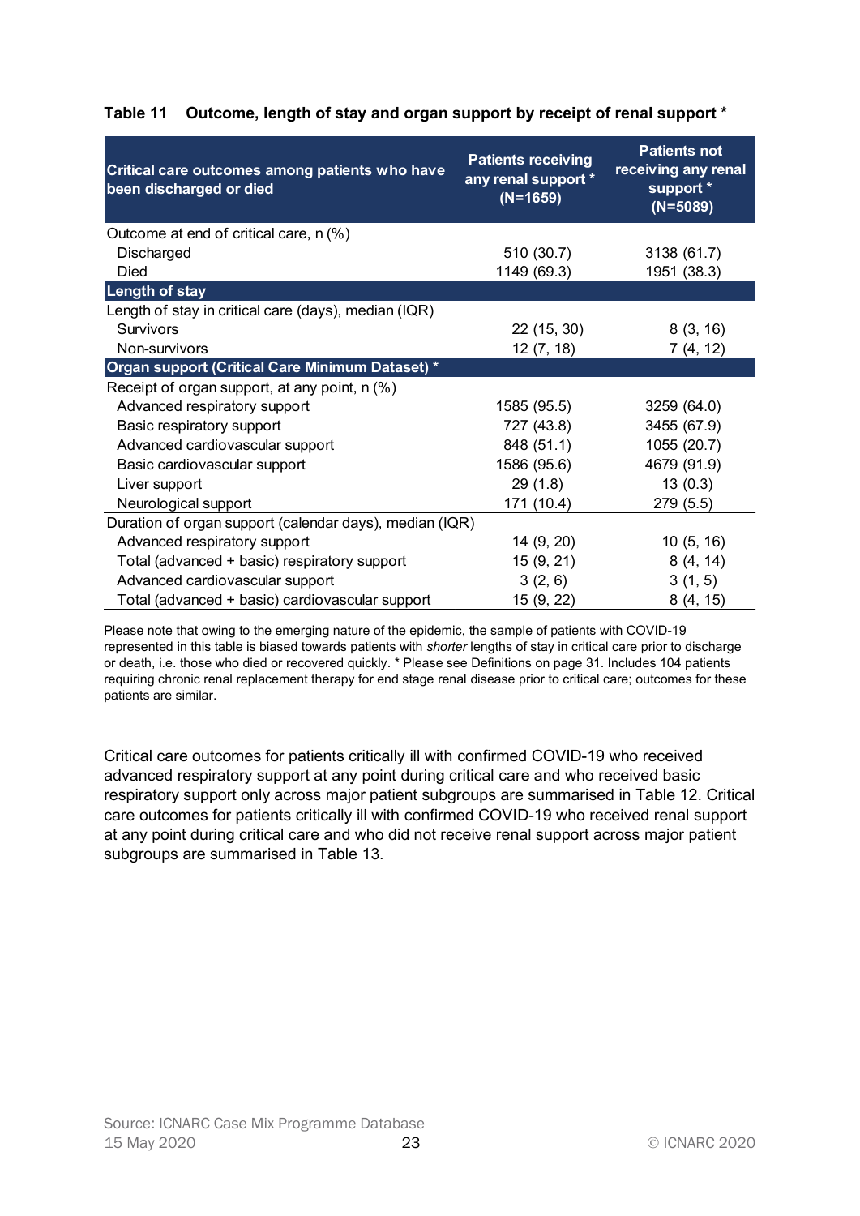**Table 11 Outcome, length of stay and organ support by receipt of renal support ***

| Critical care outcomes among patients who have been discharged or died | Patients receiving any renal support * (N=1659) | Patients not receiving any renal support * (N=5089) |
|---|---|---|
| Outcome at end of critical care, n (%) | | |
| Discharged | 510 (30.7) | 3138 (61.7) |
| Died | 1149 (69.3) | 1951 (38.3) |
| **Length of stay** | | |
| Length of stay in critical care (days), median (IQR) | | |
| Survivors | 22 (15, 30) | 8 (3, 16) |
| Non-survivors | 12 (7, 18) | 7 (4, 12) |
| **Organ support (Critical Care Minimum Dataset) *** | | |
| Receipt of organ support, at any point, n (%) | | |
| Advanced respiratory support | 1585 (95.5) | 3259 (64.0) |
| Basic respiratory support | 727 (43.8) | 3455 (67.9) |
| Advanced cardiovascular support | 848 (51.1) | 1055 (20.7) |
| Basic cardiovascular support | 1586 (95.6) | 4679 (91.9) |
| Liver support | 29 (1.8) | 13 (0.3) |
| Neurological support | 171 (10.4) | 279 (5.5) |
| Duration of organ support (calendar days), median (IQR) | | |
| Advanced respiratory support | 14 (9, 20) | 10 (5, 16) |
| Total (advanced + basic) respiratory support | 15 (9, 21) | 8 (4, 14) |
| Advanced cardiovascular support | 3 (2, 6) | 3 (1, 5) |
| Total (advanced + basic) cardiovascular support | 15 (9, 22) | 8 (4, 15) |

Please note that owing to the emerging nature of the epidemic, the sample of patients with COVID-19 represented in this table is biased towards patients with *shorter* lengths of stay in critical care prior to discharge or death, i.e. those who died or recovered quickly. * Please see Definitions on page 31. Includes 104 patients requiring chronic renal replacement therapy for end stage renal disease prior to critical care; outcomes for these patients are similar.

Critical care outcomes for patients critically ill with confirmed COVID-19 who received advanced respiratory support at any point during critical care and who received basic respiratory support only across major patient subgroups are summarised in Table 12. Critical care outcomes for patients critically ill with confirmed COVID-19 who received renal support at any point during critical care and who did not receive renal support across major patient subgroups are summarised in Table 13.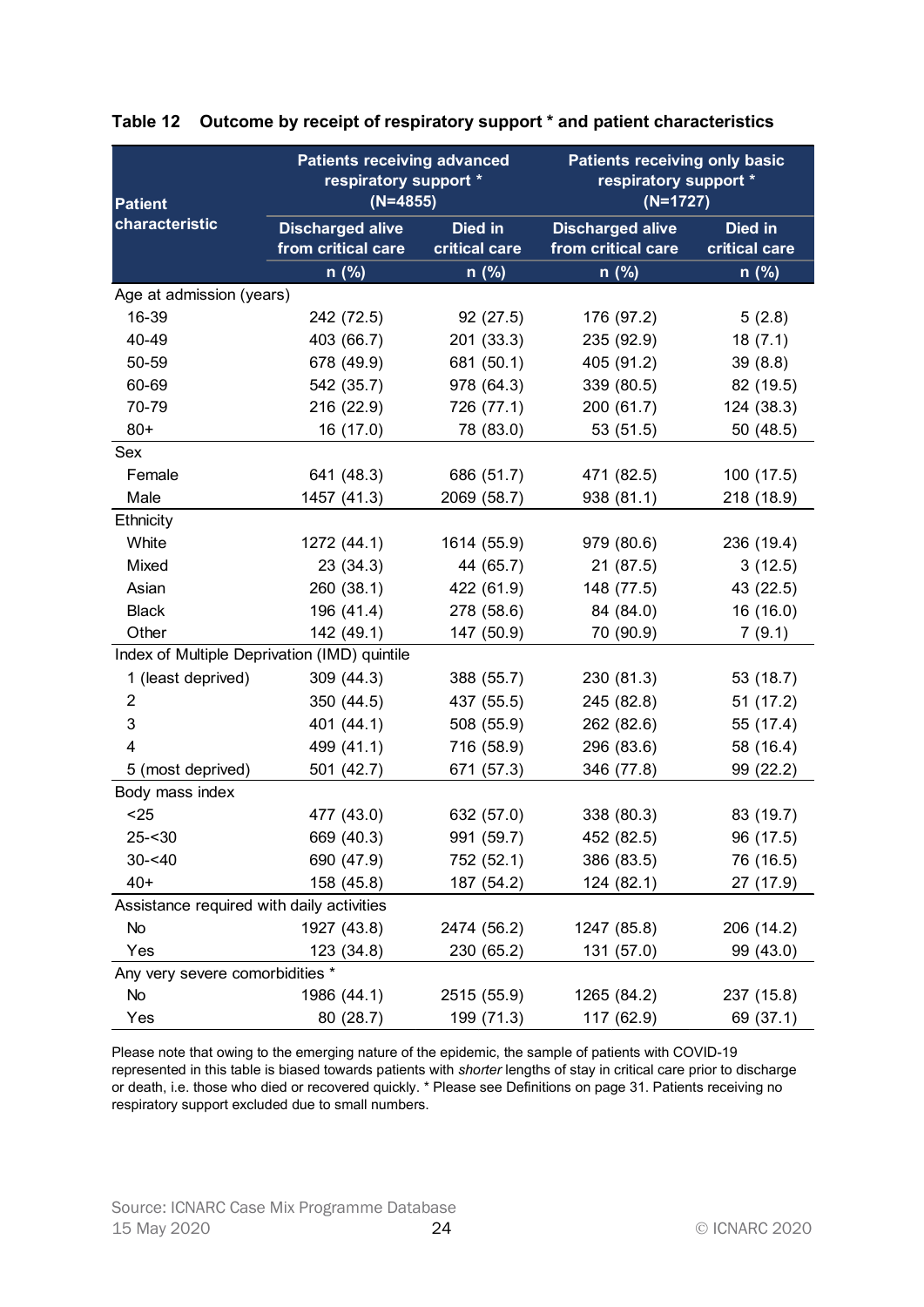**Table 12 Outcome by receipt of respiratory support * and patient characteristics**

| Patient characteristic | Patients receiving advanced respiratory support * (N=4855) | | Patients receiving only basic respiratory support * (N=1727) | |
|---|---|---|---|---|
| | Discharged alive from critical care | Died in critical care | Discharged alive from critical care | Died in critical care |
| | n (%) | n (%) | n (%) | n (%) |
| Age at admission (years) | | | | |
| 16-39 | 242 (72.5) | 92 (27.5) | 176 (97.2) | 5 (2.8) |
| 40-49 | 403 (66.7) | 201 (33.3) | 235 (92.9) | 18 (7.1) |
| 50-59 | 678 (49.9) | 681 (50.1) | 405 (91.2) | 39 (8.8) |
| 60-69 | 542 (35.7) | 978 (64.3) | 339 (80.5) | 82 (19.5) |
| 70-79 | 216 (22.9) | 726 (77.1) | 200 (61.7) | 124 (38.3) |
| 80+ | 16 (17.0) | 78 (83.0) | 53 (51.5) | 50 (48.5) |
| Sex | | | | |
| Female | 641 (48.3) | 686 (51.7) | 471 (82.5) | 100 (17.5) |
| Male | 1457 (41.3) | 2069 (58.7) | 938 (81.1) | 218 (18.9) |
| Ethnicity | | | | |
| White | 1272 (44.1) | 1614 (55.9) | 979 (80.6) | 236 (19.4) |
| Mixed | 23 (34.3) | 44 (65.7) | 21 (87.5) | 3 (12.5) |
| Asian | 260 (38.1) | 422 (61.9) | 148 (77.5) | 43 (22.5) |
| Black | 196 (41.4) | 278 (58.6) | 84 (84.0) | 16 (16.0) |
| Other | 142 (49.1) | 147 (50.9) | 70 (90.9) | 7 (9.1) |
| Index of Multiple Deprivation (IMD) quintile | | | | |
| 1 (least deprived) | 309 (44.3) | 388 (55.7) | 230 (81.3) | 53 (18.7) |
| 2 | 350 (44.5) | 437 (55.5) | 245 (82.8) | 51 (17.2) |
| 3 | 401 (44.1) | 508 (55.9) | 262 (82.6) | 55 (17.4) |
| 4 | 499 (41.1) | 716 (58.9) | 296 (83.6) | 58 (16.4) |
| 5 (most deprived) | 501 (42.7) | 671 (57.3) | 346 (77.8) | 99 (22.2) |
| Body mass index | | | | |
| <25 | 477 (43.0) | 632 (57.0) | 338 (80.3) | 83 (19.7) |
| 25-<30 | 669 (40.3) | 991 (59.7) | 452 (82.5) | 96 (17.5) |
| 30-<40 | 690 (47.9) | 752 (52.1) | 386 (83.5) | 76 (16.5) |
| 40+ | 158 (45.8) | 187 (54.2) | 124 (82.1) | 27 (17.9) |
| Assistance required with daily activities | | | | |
| No | 1927 (43.8) | 2474 (56.2) | 1247 (85.8) | 206 (14.2) |
| Yes | 123 (34.8) | 230 (65.2) | 131 (57.0) | 99 (43.0) |
| Any very severe comorbidities * | | | | |
| No | 1986 (44.1) | 2515 (55.9) | 1265 (84.2) | 237 (15.8) |
| Yes | 80 (28.7) | 199 (71.3) | 117 (62.9) | 69 (37.1) |

Please note that owing to the emerging nature of the epidemic, the sample of patients with COVID-19 represented in this table is biased towards patients with *shorter* lengths of stay in critical care prior to discharge or death, i.e. those who died or recovered quickly. * Please see Definitions on page 31. Patients receiving no respiratory support excluded due to small numbers.

Source: ICNARC Case Mix Programme Database
15 May 2020

© ICNARC 2020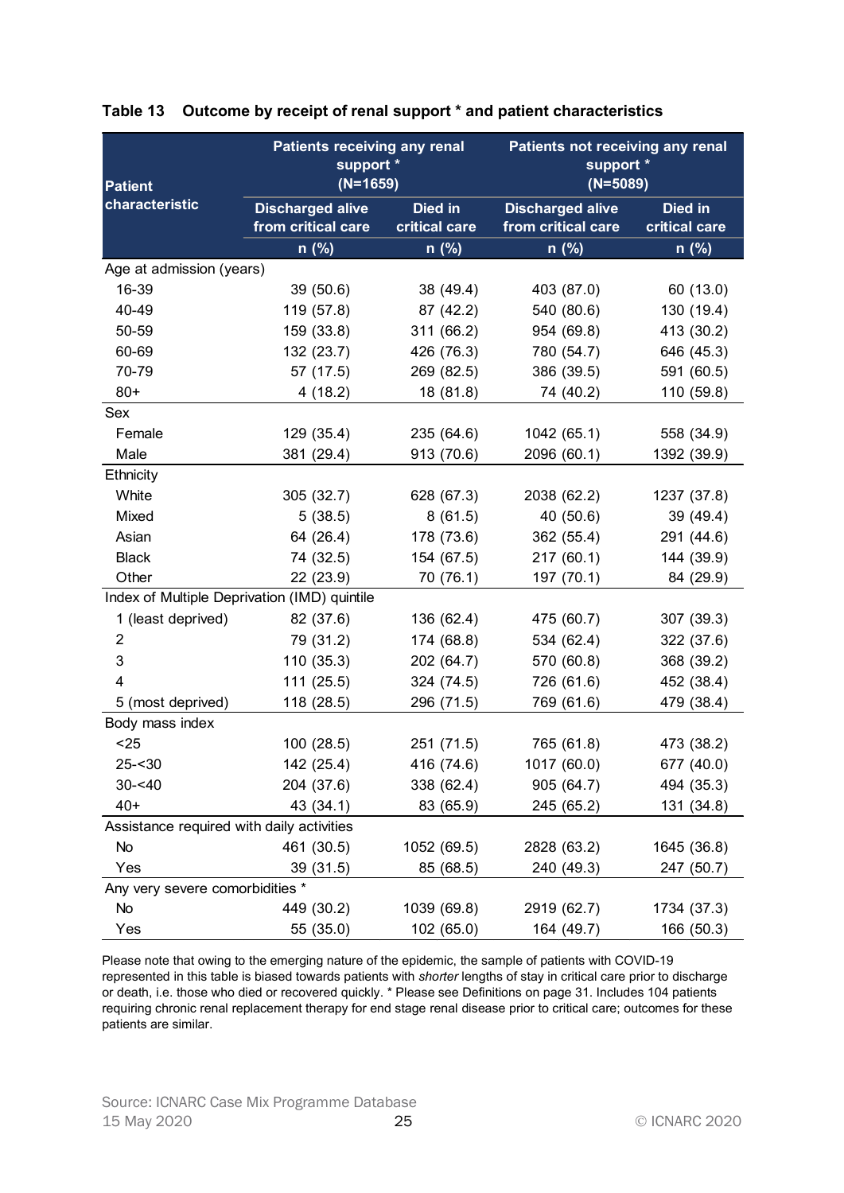**Table 13 Outcome by receipt of renal support * and patient characteristics**

| Patient characteristic | Patients receiving any renal support * (N=1659) | | Patients not receiving any renal support * (N=5089) | |
|---|---|---|---|---|
| | Discharged alive from critical care | Died in critical care | Discharged alive from critical care | Died in critical care |
| | n (%) | n (%) | n (%) | n (%) |
| **Age at admission (years)** | | | | |
| 16-39 | 39 (50.6) | 38 (49.4) | 403 (87.0) | 60 (13.0) |
| 40-49 | 119 (57.8) | 87 (42.2) | 540 (80.6) | 130 (19.4) |
| 50-59 | 159 (33.8) | 311 (66.2) | 954 (69.8) | 413 (30.2) |
| 60-69 | 132 (23.7) | 426 (76.3) | 780 (54.7) | 646 (45.3) |
| 70-79 | 57 (17.5) | 269 (82.5) | 386 (39.5) | 591 (60.5) |
| 80+ | 4 (18.2) | 18 (81.8) | 74 (40.2) | 110 (59.8) |
| **Sex** | | | | |
| Female | 129 (35.4) | 235 (64.6) | 1042 (65.1) | 558 (34.9) |
| Male | 381 (29.4) | 913 (70.6) | 2096 (60.1) | 1392 (39.9) |
| **Ethnicity** | | | | |
| White | 305 (32.7) | 628 (67.3) | 2038 (62.2) | 1237 (37.8) |
| Mixed | 5 (38.5) | 8 (61.5) | 40 (50.6) | 39 (49.4) |
| Asian | 64 (26.4) | 178 (73.6) | 362 (55.4) | 291 (44.6) |
| Black | 74 (32.5) | 154 (67.5) | 217 (60.1) | 144 (39.9) |
| Other | 22 (23.9) | 70 (76.1) | 197 (70.1) | 84 (29.9) |
| **Index of Multiple Deprivation (IMD) quintile** | | | | |
| 1 (least deprived) | 82 (37.6) | 136 (62.4) | 475 (60.7) | 307 (39.3) |
| 2 | 79 (31.2) | 174 (68.8) | 534 (62.4) | 322 (37.6) |
| 3 | 110 (35.3) | 202 (64.7) | 570 (60.8) | 368 (39.2) |
| 4 | 111 (25.5) | 324 (74.5) | 726 (61.6) | 452 (38.4) |
| 5 (most deprived) | 118 (28.5) | 296 (71.5) | 769 (61.6) | 479 (38.4) |
| **Body mass index** | | | | |
| <25 | 100 (28.5) | 251 (71.5) | 765 (61.8) | 473 (38.2) |
| 25-<30 | 142 (25.4) | 416 (74.6) | 1017 (60.0) | 677 (40.0) |
| 30-<40 | 204 (37.6) | 338 (62.4) | 905 (64.7) | 494 (35.3) |
| 40+ | 43 (34.1) | 83 (65.9) | 245 (65.2) | 131 (34.8) |
| **Assistance required with daily activities** | | | | |
| No | 461 (30.5) | 1052 (69.5) | 2828 (63.2) | 1645 (36.8) |
| Yes | 39 (31.5) | 85 (68.5) | 240 (49.3) | 247 (50.7) |
| **Any very severe comorbidities *** | | | | |
| No | 449 (30.2) | 1039 (69.8) | 2919 (62.7) | 1734 (37.3) |
| Yes | 55 (35.0) | 102 (65.0) | 164 (49.7) | 166 (50.3) |

Please note that owing to the emerging nature of the epidemic, the sample of patients with COVID-19 represented in this table is biased towards patients with *shorter* lengths of stay in critical care prior to discharge or death, i.e. those who died or recovered quickly. * Please see Definitions on page 31. Includes 104 patients requiring chronic renal replacement therapy for end stage renal disease prior to critical care; outcomes for these patients are similar.

Source: ICNARC Case Mix Programme Database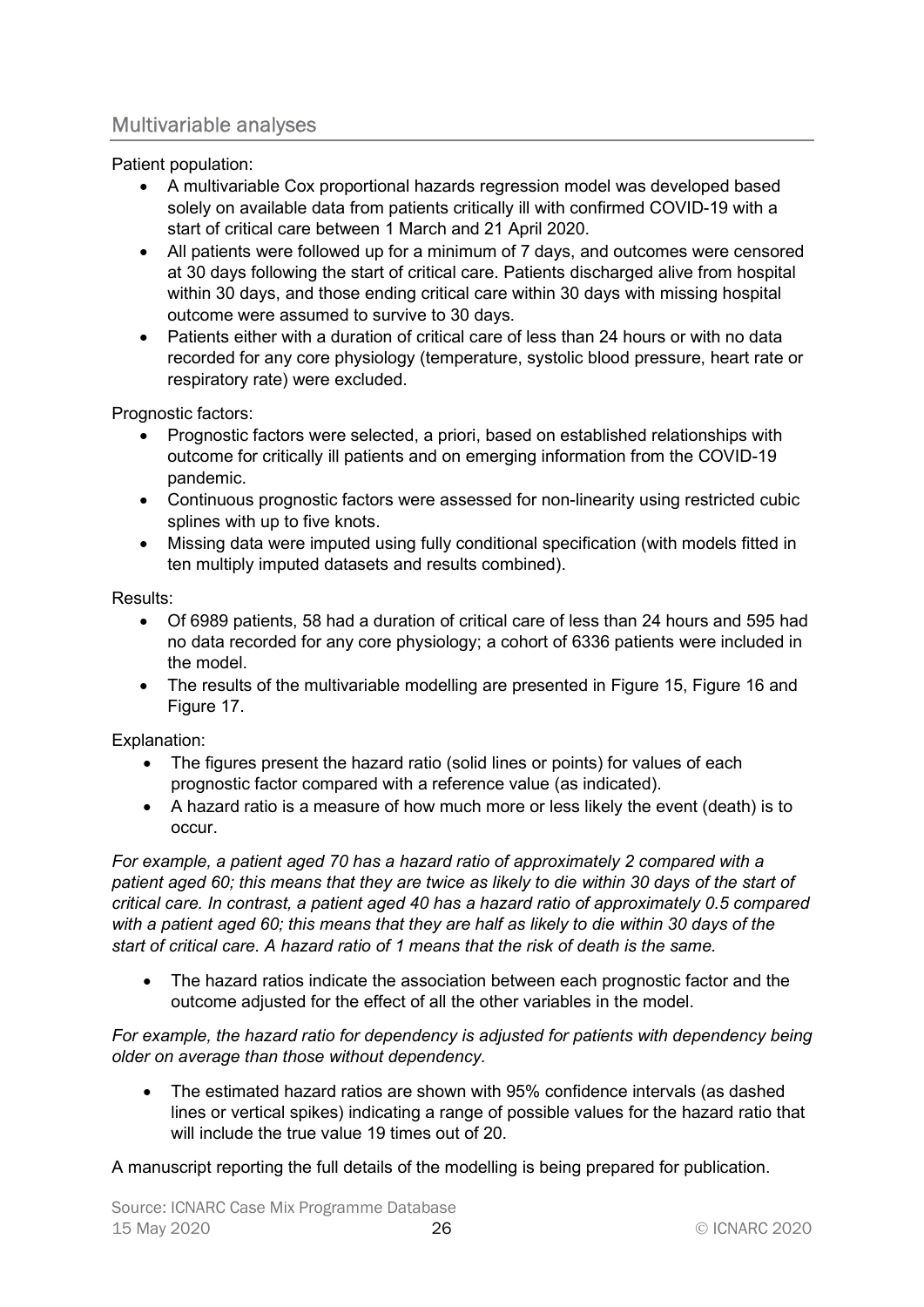## Multivariable analyses

Patient population:

- A multivariable Cox proportional hazards regression model was developed based solely on available data from patients critically ill with confirmed COVID-19 with a start of critical care between 1 March and 21 April 2020.
- All patients were followed up for a minimum of 7 days, and outcomes were censored at 30 days following the start of critical care. Patients discharged alive from hospital within 30 days, and those ending critical care within 30 days with missing hospital outcome were assumed to survive to 30 days.
- Patients either with a duration of critical care of less than 24 hours or with no data recorded for any core physiology (temperature, systolic blood pressure, heart rate or respiratory rate) were excluded.

Prognostic factors:

- Prognostic factors were selected, a priori, based on established relationships with outcome for critically ill patients and on emerging information from the COVID-19 pandemic.
- Continuous prognostic factors were assessed for non-linearity using restricted cubic splines with up to five knots.
- Missing data were imputed using fully conditional specification (with models fitted in ten multiply imputed datasets and results combined).

Results:

- Of 6989 patients, 58 had a duration of critical care of less than 24 hours and 595 had no data recorded for any core physiology; a cohort of 6336 patients were included in the model.
- The results of the multivariable modelling are presented in Figure 15, Figure 16 and Figure 17.

Explanation:

- The figures present the hazard ratio (solid lines or points) for values of each prognostic factor compared with a reference value (as indicated).
- A hazard ratio is a measure of how much more or less likely the event (death) is to occur.

*For example, a patient aged 70 has a hazard ratio of approximately 2 compared with a patient aged 60; this means that they are twice as likely to die within 30 days of the start of critical care. In contrast, a patient aged 40 has a hazard ratio of approximately 0.5 compared with a patient aged 60; this means that they are half as likely to die within 30 days of the start of critical care. A hazard ratio of 1 means that the risk of death is the same.*

- The hazard ratios indicate the association between each prognostic factor and the outcome adjusted for the effect of all the other variables in the model.

*For example, the hazard ratio for dependency is adjusted for patients with dependency being older on average than those without dependency.*

- The estimated hazard ratios are shown with 95% confidence intervals (as dashed lines or vertical spikes) indicating a range of possible values for the hazard ratio that will include the true value 19 times out of 20.

A manuscript reporting the full details of the modelling is being prepared for publication.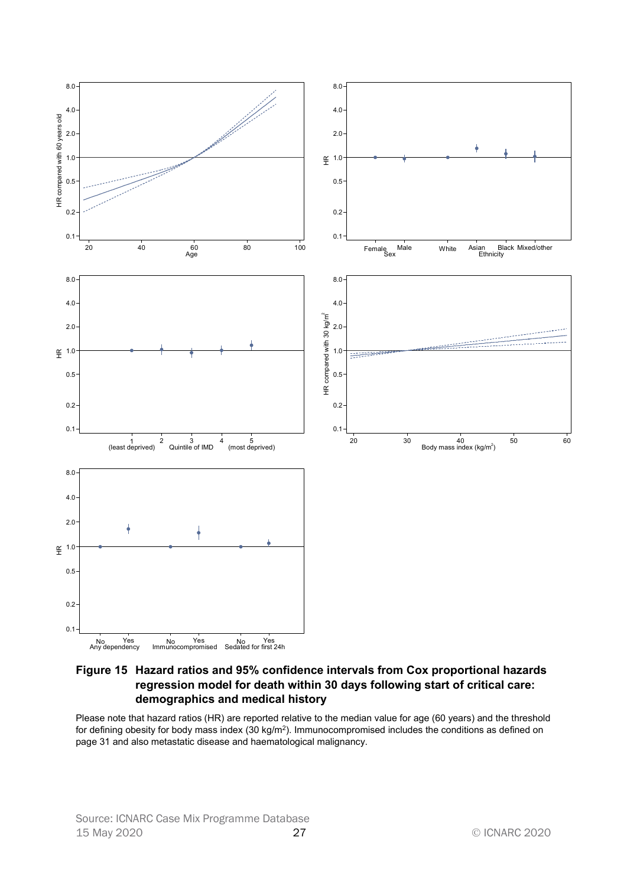**Figure 15 Hazard ratios and 95% confidence intervals from Cox proportional hazards regression model for death within 30 days following start of critical care: demographics and medical history**

Please note that hazard ratios (HR) are reported relative to the median value for age (60 years) and the threshold for defining obesity for body mass index (30 kg/m$^2$). Immunocompromised includes the conditions as defined on page 31 and also metastatic disease and haematological malignancy.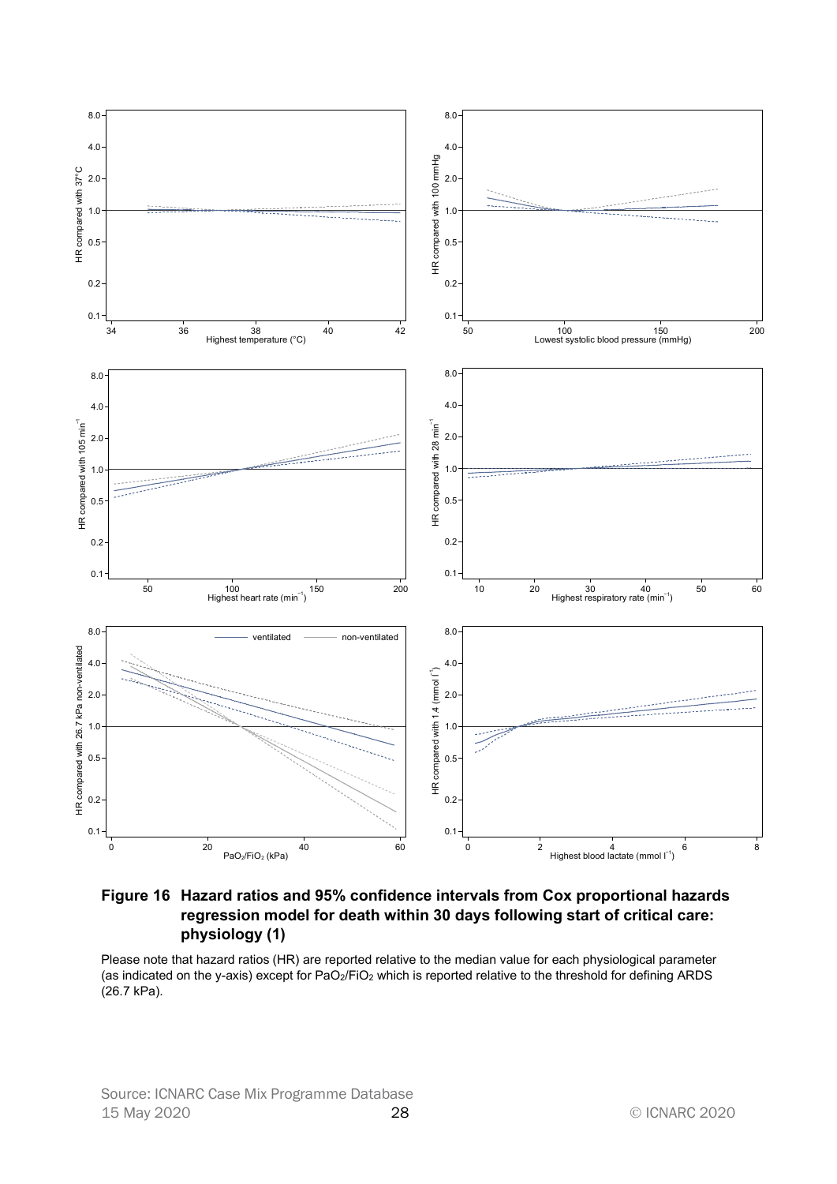**Figure 16 Hazard ratios and 95% confidence intervals from Cox proportional hazards regression model for death within 30 days following start of critical care: physiology (1)**

Please note that hazard ratios (HR) are reported relative to the median value for each physiological parameter (as indicated on the y-axis) except for $PaO_2/FiO_2$ which is reported relative to the threshold for defining ARDS (26.7 kPa).

Source: ICNARC Case Mix Programme Database
15 May 2020 © ICNARC 2020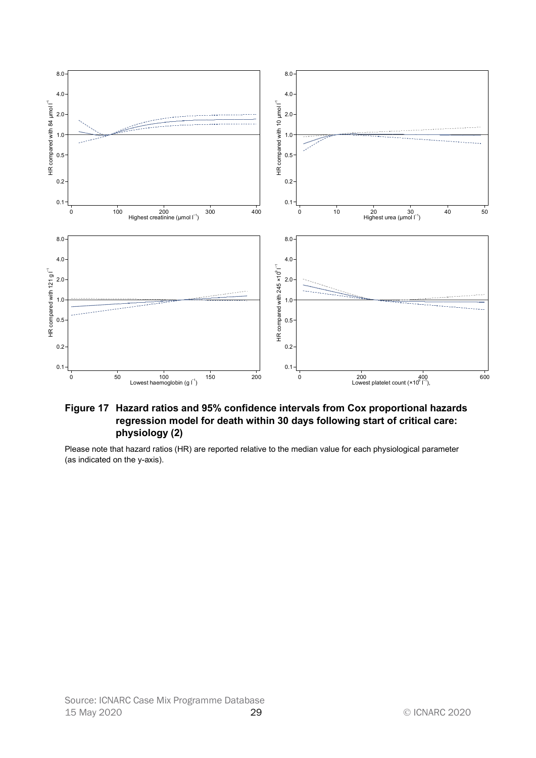**Figure 17 Hazard ratios and 95% confidence intervals from Cox proportional hazards regression model for death within 30 days following start of critical care: physiology (2)**

Please note that hazard ratios (HR) are reported relative to the median value for each physiological parameter (as indicated on the y-axis).

Source: ICNARC Case Mix Programme Database
15 May 2020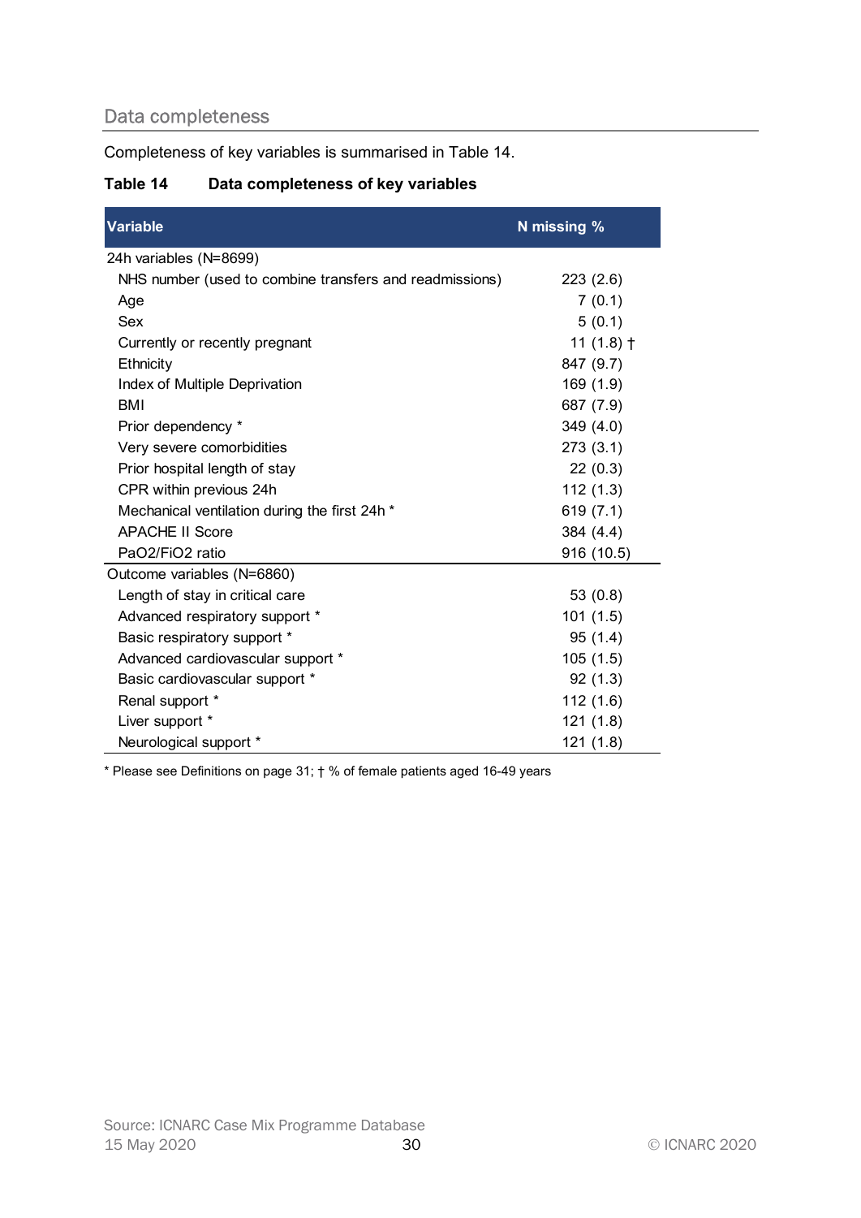## Data completeness

Completeness of key variables is summarised in Table 14.

**Table 14 Data completeness of key variables**

| Variable | N missing % |
|---|---|
| 24h variables (N=8699) | |
| NHS number (used to combine transfers and readmissions) | 223 (2.6) |
| Age | 7 (0.1) |
| Sex | 5 (0.1) |
| Currently or recently pregnant | 11 (1.8) † |
| Ethnicity | 847 (9.7) |
| Index of Multiple Deprivation | 169 (1.9) |
| BMI | 687 (7.9) |
| Prior dependency * | 349 (4.0) |
| Very severe comorbidities | 273 (3.1) |
| Prior hospital length of stay | 22 (0.3) |
| CPR within previous 24h | 112 (1.3) |
| Mechanical ventilation during the first 24h * | 619 (7.1) |
| APACHE II Score | 384 (4.4) |
| PaO2/FiO2 ratio | 916 (10.5) |
| Outcome variables (N=6860) | |
| Length of stay in critical care | 53 (0.8) |
| Advanced respiratory support * | 101 (1.5) |
| Basic respiratory support * | 95 (1.4) |
| Advanced cardiovascular support * | 105 (1.5) |
| Basic cardiovascular support * | 92 (1.3) |
| Renal support * | 112 (1.6) |
| Liver support * | 121 (1.8) |
| Neurological support * | 121 (1.8) |

* Please see Definitions on page 31; † % of female patients aged 16-49 years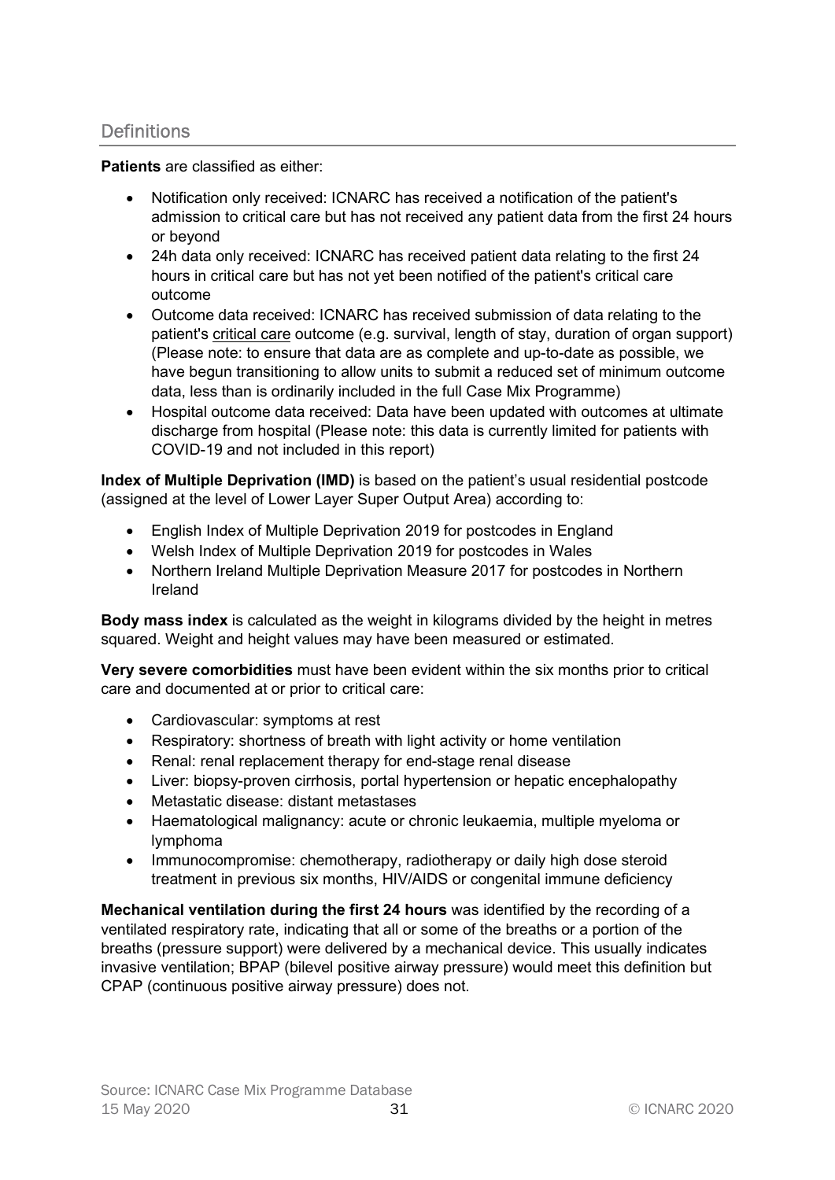## Definitions

**Patients** are classified as either:

- Notification only received: ICNARC has received a notification of the patient's admission to critical care but has not received any patient data from the first 24 hours or beyond
- 24h data only received: ICNARC has received patient data relating to the first 24 hours in critical care but has not yet been notified of the patient's critical care outcome
- Outcome data received: ICNARC has received submission of data relating to the patient's critical care outcome (e.g. survival, length of stay, duration of organ support) (Please note: to ensure that data are as complete and up-to-date as possible, we have begun transitioning to allow units to submit a reduced set of minimum outcome data, less than is ordinarily included in the full Case Mix Programme)
- Hospital outcome data received: Data have been updated with outcomes at ultimate discharge from hospital (Please note: this data is currently limited for patients with COVID-19 and not included in this report)

**Index of Multiple Deprivation (IMD)** is based on the patient's usual residential postcode (assigned at the level of Lower Layer Super Output Area) according to:

- English Index of Multiple Deprivation 2019 for postcodes in England
- Welsh Index of Multiple Deprivation 2019 for postcodes in Wales
- Northern Ireland Multiple Deprivation Measure 2017 for postcodes in Northern Ireland

**Body mass index** is calculated as the weight in kilograms divided by the height in metres squared. Weight and height values may have been measured or estimated.

**Very severe comorbidities** must have been evident within the six months prior to critical care and documented at or prior to critical care:

- Cardiovascular: symptoms at rest
- Respiratory: shortness of breath with light activity or home ventilation
- Renal: renal replacement therapy for end-stage renal disease
- Liver: biopsy-proven cirrhosis, portal hypertension or hepatic encephalopathy
- Metastatic disease: distant metastases
- Haematological malignancy: acute or chronic leukaemia, multiple myeloma or lymphoma
- Immunocompromise: chemotherapy, radiotherapy or daily high dose steroid treatment in previous six months, HIV/AIDS or congenital immune deficiency

**Mechanical ventilation during the first 24 hours** was identified by the recording of a ventilated respiratory rate, indicating that all or some of the breaths or a portion of the breaths (pressure support) were delivered by a mechanical device. This usually indicates invasive ventilation; BPAP (bilevel positive airway pressure) would meet this definition but CPAP (continuous positive airway pressure) does not.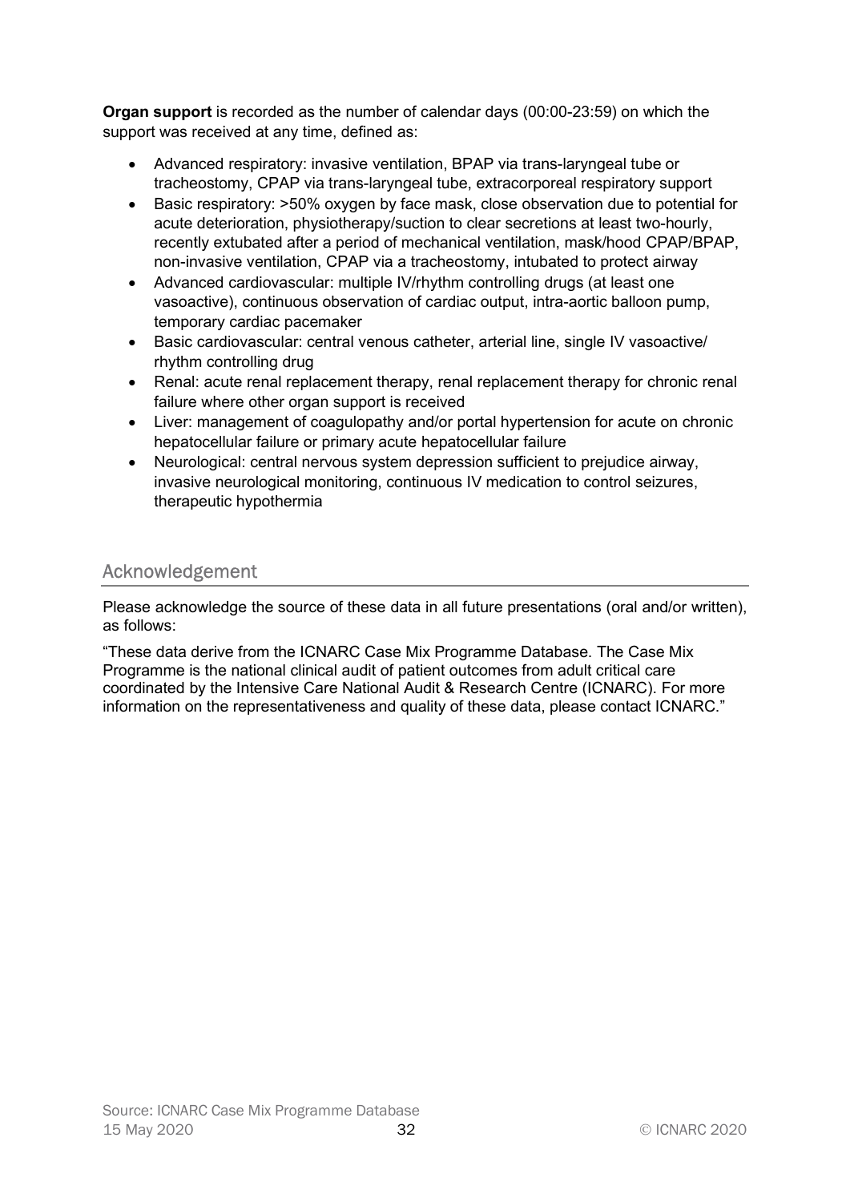**Organ support** is recorded as the number of calendar days (00:00-23:59) on which the support was received at any time, defined as:

- Advanced respiratory: invasive ventilation, BPAP via trans-laryngeal tube or tracheostomy, CPAP via trans-laryngeal tube, extracorporeal respiratory support
- Basic respiratory: >50% oxygen by face mask, close observation due to potential for acute deterioration, physiotherapy/suction to clear secretions at least two-hourly, recently extubated after a period of mechanical ventilation, mask/hood CPAP/BPAP, non-invasive ventilation, CPAP via a tracheostomy, intubated to protect airway
- Advanced cardiovascular: multiple IV/rhythm controlling drugs (at least one vasoactive), continuous observation of cardiac output, intra-aortic balloon pump, temporary cardiac pacemaker
- Basic cardiovascular: central venous catheter, arterial line, single IV vasoactive/ rhythm controlling drug
- Renal: acute renal replacement therapy, renal replacement therapy for chronic renal failure where other organ support is received
- Liver: management of coagulopathy and/or portal hypertension for acute on chronic hepatocellular failure or primary acute hepatocellular failure
- Neurological: central nervous system depression sufficient to prejudice airway, invasive neurological monitoring, continuous IV medication to control seizures, therapeutic hypothermia

## Acknowledgement

Please acknowledge the source of these data in all future presentations (oral and/or written), as follows:

"These data derive from the ICNARC Case Mix Programme Database. The Case Mix Programme is the national clinical audit of patient outcomes from adult critical care coordinated by the Intensive Care National Audit & Research Centre (ICNARC). For more information on the representativeness and quality of these data, please contact ICNARC."